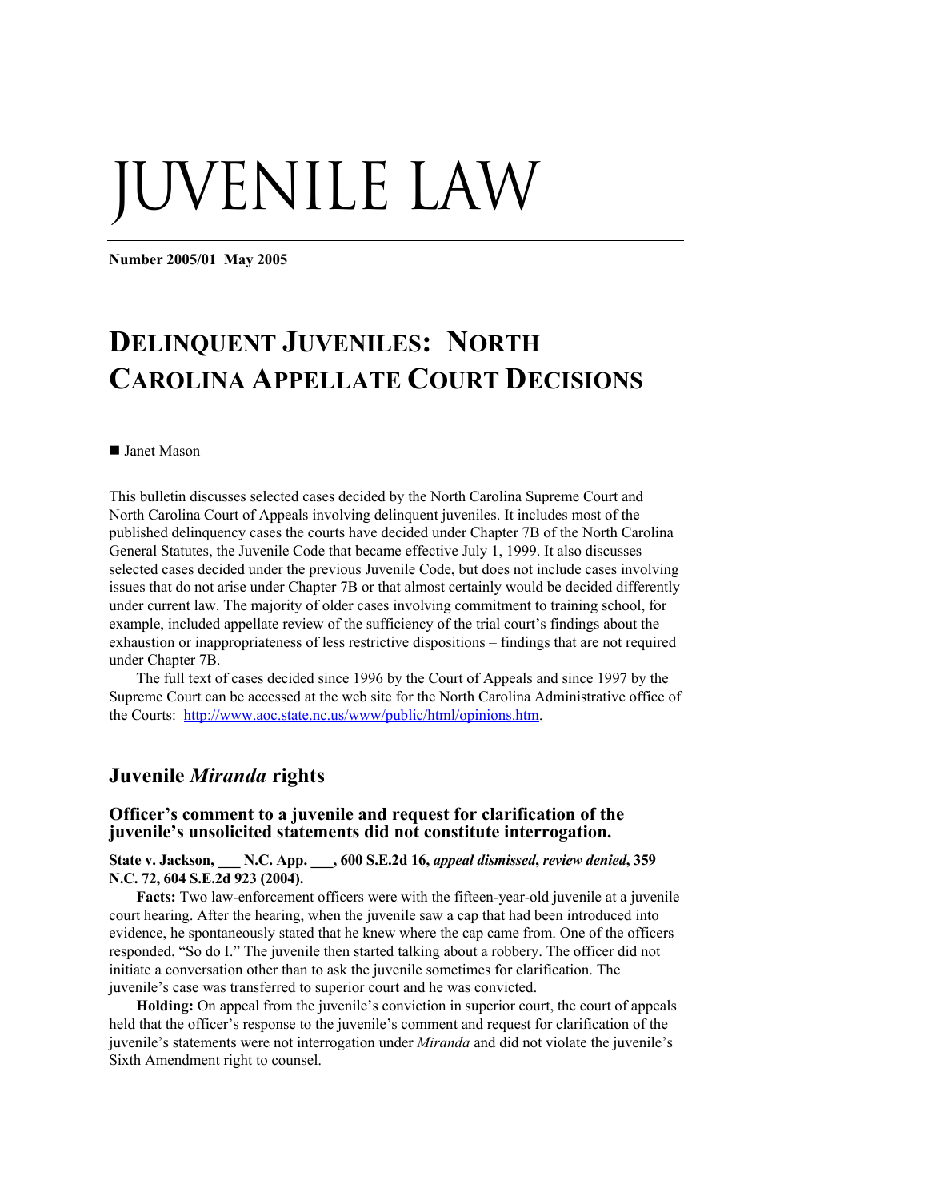# JUVENILE LAW

**Number 2005/01 May 2005**

# DELINQUENT JUVENILES: NORTH CAROLINA APPELLATE COURT DECISIONS

■ Janet Mason

This bulletin discusses selected cases decided by the North Carolina Supreme Court and North Carolina Court of Appeals involving delinquent juveniles. It includes most of the published delinquency cases the courts have decided under Chapter 7B of the North Carolina General Statutes, the Juvenile Code that became effective July 1, 1999. It also discusses selected cases decided under the previous Juvenile Code, but does not include cases involving issues that do not arise under Chapter 7B or that almost certainly would be decided differently under current law. The majority of older cases involving commitment to training school, for example, included appellate review of the sufficiency of the trial court's findings about the exhaustion or inappropriateness of less restrictive dispositions – findings that are not required under Chapter 7B.

The full text of cases decided since 1996 by the Court of Appeals and since 1997 by the Supreme Court can be accessed at the web site for the North Carolina Administrative office of the Courts: http://www.aoc.state.nc.us/www/public/html/opinions.htm.

## Juvenile *Miranda* rights

### Officer's comment to a juvenile and request for clarification of the juvenile's unsolicited statements did not constitute interrogation.

**State v. Jackson, ___ N.C. App. ___, 600 S.E.2d 16, *appeal dismissed*, *review denied*, 359 N.C. 72, 604 S.E.2d 923 (2004).**

**Facts:** Two law-enforcement officers were with the fifteen-year-old juvenile at a juvenile court hearing. After the hearing, when the juvenile saw a cap that had been introduced into evidence, he spontaneously stated that he knew where the cap came from. One of the officers responded, "So do I." The juvenile then started talking about a robbery. The officer did not initiate a conversation other than to ask the juvenile sometimes for clarification. The juvenile's case was transferred to superior court and he was convicted.

**Holding:** On appeal from the juvenile's conviction in superior court, the court of appeals held that the officer's response to the juvenile's comment and request for clarification of the juvenile's statements were not interrogation under *Miranda* and did not violate the juvenile's Sixth Amendment right to counsel.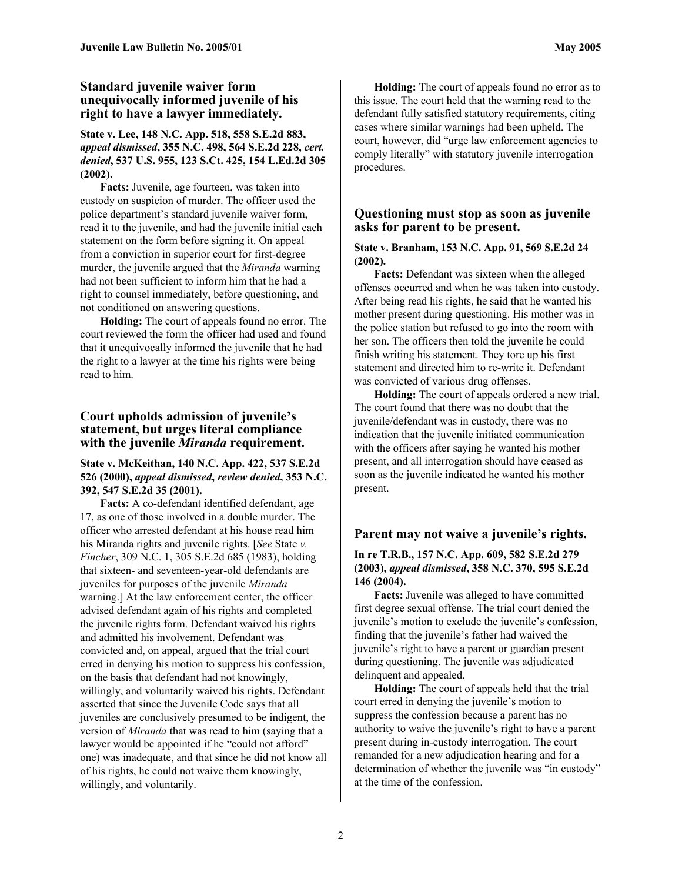### Standard juvenile waiver form unequivocally informed juvenile of his right to have a lawyer immediately.

**State v. Lee, 148 N.C. App. 518, 558 S.E.2d 883, *appeal dismissed*, 355 N.C. 498, 564 S.E.2d 228, *cert. denied*, 537 U.S. 955, 123 S.Ct. 425, 154 L.Ed.2d 305 (2002).**

**Facts:** Juvenile, age fourteen, was taken into custody on suspicion of murder. The officer used the police department's standard juvenile waiver form, read it to the juvenile, and had the juvenile initial each statement on the form before signing it. On appeal from a conviction in superior court for first-degree murder, the juvenile argued that the *Miranda* warning had not been sufficient to inform him that he had a right to counsel immediately, before questioning, and not conditioned on answering questions.

**Holding:** The court of appeals found no error. The court reviewed the form the officer had used and found that it unequivocally informed the juvenile that he had the right to a lawyer at the time his rights were being read to him.

### Court upholds admission of juvenile's statement, but urges literal compliance with the juvenile *Miranda* requirement.

**State v. McKeithan, 140 N.C. App. 422, 537 S.E.2d 526 (2000), *appeal dismissed*, *review denied*, 353 N.C. 392, 547 S.E.2d 35 (2001).**

**Facts:** A co-defendant identified defendant, age 17, as one of those involved in a double murder. The officer who arrested defendant at his house read him his Miranda rights and juvenile rights. [*See* State *v. Fincher*, 309 N.C. 1, 305 S.E.2d 685 (1983), holding that sixteen- and seventeen-year-old defendants are juveniles for purposes of the juvenile *Miranda* warning.] At the law enforcement center, the officer advised defendant again of his rights and completed the juvenile rights form. Defendant waived his rights and admitted his involvement. Defendant was convicted and, on appeal, argued that the trial court erred in denying his motion to suppress his confession, on the basis that defendant had not knowingly, willingly, and voluntarily waived his rights. Defendant asserted that since the Juvenile Code says that all juveniles are conclusively presumed to be indigent, the version of *Miranda* that was read to him (saying that a lawyer would be appointed if he "could not afford" one) was inadequate, and that since he did not know all of his rights, he could not waive them knowingly, willingly, and voluntarily.

**Holding:** The court of appeals found no error as to this issue. The court held that the warning read to the defendant fully satisfied statutory requirements, citing cases where similar warnings had been upheld. The court, however, did "urge law enforcement agencies to comply literally" with statutory juvenile interrogation procedures.

### Questioning must stop as soon as juvenile asks for parent to be present.

**State v. Branham, 153 N.C. App. 91, 569 S.E.2d 24 (2002).**

**Facts:** Defendant was sixteen when the alleged offenses occurred and when he was taken into custody. After being read his rights, he said that he wanted his mother present during questioning. His mother was in the police station but refused to go into the room with her son. The officers then told the juvenile he could finish writing his statement. They tore up his first statement and directed him to re-write it. Defendant was convicted of various drug offenses.

**Holding:** The court of appeals ordered a new trial. The court found that there was no doubt that the juvenile/defendant was in custody, there was no indication that the juvenile initiated communication with the officers after saying he wanted his mother present, and all interrogation should have ceased as soon as the juvenile indicated he wanted his mother present.

### Parent may not waive a juvenile's rights.

**In re T.R.B., 157 N.C. App. 609, 582 S.E.2d 279 (2003), *appeal dismissed*, 358 N.C. 370, 595 S.E.2d 146 (2004).**

**Facts:** Juvenile was alleged to have committed first degree sexual offense. The trial court denied the juvenile's motion to exclude the juvenile's confession, finding that the juvenile's father had waived the juvenile's right to have a parent or guardian present during questioning. The juvenile was adjudicated delinquent and appealed.

**Holding:** The court of appeals held that the trial court erred in denying the juvenile's motion to suppress the confession because a parent has no authority to waive the juvenile's right to have a parent present during in-custody interrogation. The court remanded for a new adjudication hearing and for a determination of whether the juvenile was "in custody" at the time of the confession.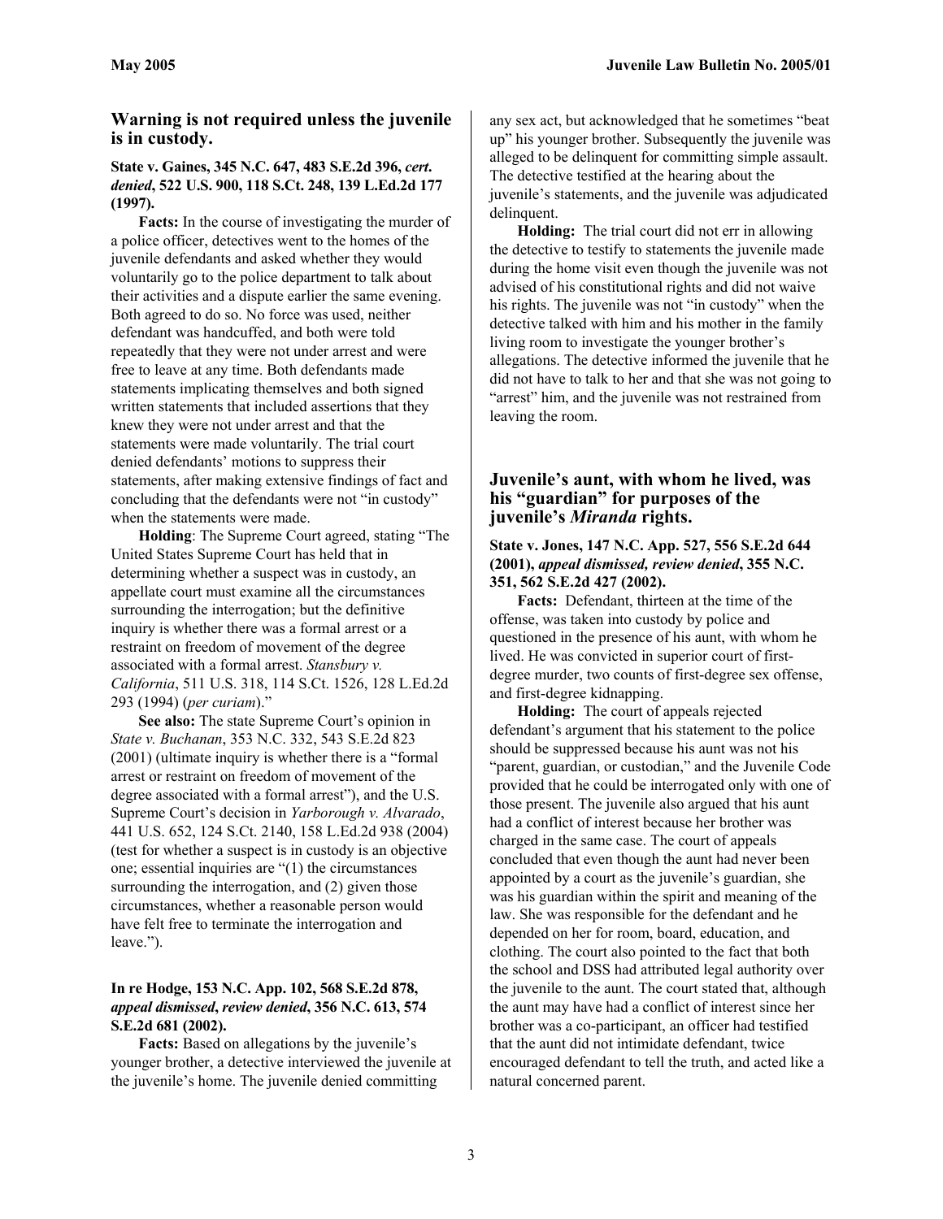## Warning is not required unless the juvenile is in custody.

**State v. Gaines, 345 N.C. 647, 483 S.E.2d 396, *cert. denied*, 522 U.S. 900, 118 S.Ct. 248, 139 L.Ed.2d 177 (1997).**

**Facts:** In the course of investigating the murder of a police officer, detectives went to the homes of the juvenile defendants and asked whether they would voluntarily go to the police department to talk about their activities and a dispute earlier the same evening. Both agreed to do so. No force was used, neither defendant was handcuffed, and both were told repeatedly that they were not under arrest and were free to leave at any time. Both defendants made statements implicating themselves and both signed written statements that included assertions that they knew they were not under arrest and that the statements were made voluntarily. The trial court denied defendants' motions to suppress their statements, after making extensive findings of fact and concluding that the defendants were not "in custody" when the statements were made.

**Holding**: The Supreme Court agreed, stating "The United States Supreme Court has held that in determining whether a suspect was in custody, an appellate court must examine all the circumstances surrounding the interrogation; but the definitive inquiry is whether there was a formal arrest or a restraint on freedom of movement of the degree associated with a formal arrest. *Stansbury v. California*, 511 U.S. 318, 114 S.Ct. 1526, 128 L.Ed.2d 293 (1994) (*per curiam*)."

**See also:** The state Supreme Court's opinion in *State v. Buchanan*, 353 N.C. 332, 543 S.E.2d 823 (2001) (ultimate inquiry is whether there is a "formal arrest or restraint on freedom of movement of the degree associated with a formal arrest"), and the U.S. Supreme Court's decision in *Yarborough v. Alvarado*, 441 U.S. 652, 124 S.Ct. 2140, 158 L.Ed.2d 938 (2004) (test for whether a suspect is in custody is an objective one; essential inquiries are "(1) the circumstances surrounding the interrogation, and (2) given those circumstances, whether a reasonable person would have felt free to terminate the interrogation and leave.").

**In re Hodge, 153 N.C. App. 102, 568 S.E.2d 878, *appeal dismissed*, *review denied*, 356 N.C. 613, 574 S.E.2d 681 (2002).**

**Facts:** Based on allegations by the juvenile's younger brother, a detective interviewed the juvenile at the juvenile's home. The juvenile denied committing any sex act, but acknowledged that he sometimes "beat up" his younger brother. Subsequently the juvenile was alleged to be delinquent for committing simple assault. The detective testified at the hearing about the juvenile's statements, and the juvenile was adjudicated delinquent.

**Holding:** The trial court did not err in allowing the detective to testify to statements the juvenile made during the home visit even though the juvenile was not advised of his constitutional rights and did not waive his rights. The juvenile was not "in custody" when the detective talked with him and his mother in the family living room to investigate the younger brother's allegations. The detective informed the juvenile that he did not have to talk to her and that she was not going to "arrest" him, and the juvenile was not restrained from leaving the room.

## Juvenile's aunt, with whom he lived, was his "guardian" for purposes of the juvenile's *Miranda* rights.

**State v. Jones, 147 N.C. App. 527, 556 S.E.2d 644 (2001), *appeal dismissed, review denied*, 355 N.C. 351, 562 S.E.2d 427 (2002).**

**Facts:** Defendant, thirteen at the time of the offense, was taken into custody by police and questioned in the presence of his aunt, with whom he lived. He was convicted in superior court of first-degree murder, two counts of first-degree sex offense, and first-degree kidnapping.

**Holding:** The court of appeals rejected defendant's argument that his statement to the police should be suppressed because his aunt was not his "parent, guardian, or custodian," and the Juvenile Code provided that he could be interrogated only with one of those present. The juvenile also argued that his aunt had a conflict of interest because her brother was charged in the same case. The court of appeals concluded that even though the aunt had never been appointed by a court as the juvenile's guardian, she was his guardian within the spirit and meaning of the law. She was responsible for the defendant and he depended on her for room, board, education, and clothing. The court also pointed to the fact that both the school and DSS had attributed legal authority over the juvenile to the aunt. The court stated that, although the aunt may have had a conflict of interest since her brother was a co-participant, an officer had testified that the aunt did not intimidate defendant, twice encouraged defendant to tell the truth, and acted like a natural concerned parent.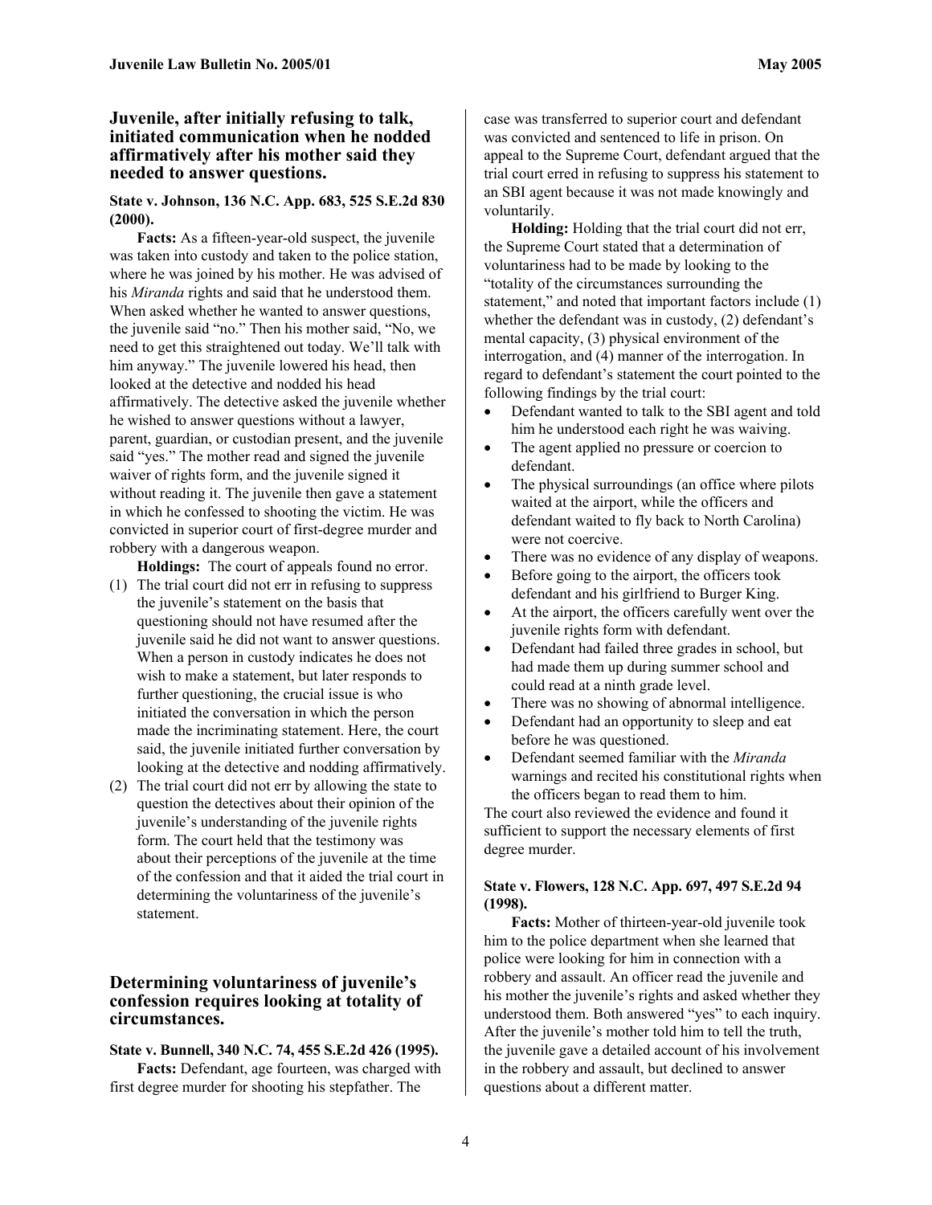### Juvenile, after initially refusing to talk, initiated communication when he nodded affirmatively after his mother said they needed to answer questions.

**State v. Johnson, 136 N.C. App. 683, 525 S.E.2d 830 (2000).**

**Facts:** As a fifteen-year-old suspect, the juvenile was taken into custody and taken to the police station, where he was joined by his mother. He was advised of his *Miranda* rights and said that he understood them. When asked whether he wanted to answer questions, the juvenile said "no." Then his mother said, "No, we need to get this straightened out today. We'll talk with him anyway." The juvenile lowered his head, then looked at the detective and nodded his head affirmatively. The detective asked the juvenile whether he wished to answer questions without a lawyer, parent, guardian, or custodian present, and the juvenile said "yes." The mother read and signed the juvenile waiver of rights form, and the juvenile signed it without reading it. The juvenile then gave a statement in which he confessed to shooting the victim. He was convicted in superior court of first-degree murder and robbery with a dangerous weapon.

**Holdings:** The court of appeals found no error.

(1) The trial court did not err in refusing to suppress the juvenile's statement on the basis that questioning should not have resumed after the juvenile said he did not want to answer questions. When a person in custody indicates he does not wish to make a statement, but later responds to further questioning, the crucial issue is who initiated the conversation in which the person made the incriminating statement. Here, the court said, the juvenile initiated further conversation by looking at the detective and nodding affirmatively.

(2) The trial court did not err by allowing the state to question the detectives about their opinion of the juvenile's understanding of the juvenile rights form. The court held that the testimony was about their perceptions of the juvenile at the time of the confession and that it aided the trial court in determining the voluntariness of the juvenile's statement.

### Determining voluntariness of juvenile's confession requires looking at totality of circumstances.

**State v. Bunnell, 340 N.C. 74, 455 S.E.2d 426 (1995).**

**Facts:** Defendant, age fourteen, was charged with first degree murder for shooting his stepfather. The case was transferred to superior court and defendant was convicted and sentenced to life in prison. On appeal to the Supreme Court, defendant argued that the trial court erred in refusing to suppress his statement to an SBI agent because it was not made knowingly and voluntarily.

**Holding:** Holding that the trial court did not err, the Supreme Court stated that a determination of voluntariness had to be made by looking to the "totality of the circumstances surrounding the statement," and noted that important factors include (1) whether the defendant was in custody, (2) defendant's mental capacity, (3) physical environment of the interrogation, and (4) manner of the interrogation. In regard to defendant's statement the court pointed to the following findings by the trial court:

- Defendant wanted to talk to the SBI agent and told him he understood each right he was waiving.
- The agent applied no pressure or coercion to defendant.
- The physical surroundings (an office where pilots waited at the airport, while the officers and defendant waited to fly back to North Carolina) were not coercive.
- There was no evidence of any display of weapons.
- Before going to the airport, the officers took defendant and his girlfriend to Burger King.
- At the airport, the officers carefully went over the juvenile rights form with defendant.
- Defendant had failed three grades in school, but had made them up during summer school and could read at a ninth grade level.
- There was no showing of abnormal intelligence.
- Defendant had an opportunity to sleep and eat before he was questioned.
- Defendant seemed familiar with the *Miranda* warnings and recited his constitutional rights when the officers began to read them to him.

The court also reviewed the evidence and found it sufficient to support the necessary elements of first degree murder.

**State v. Flowers, 128 N.C. App. 697, 497 S.E.2d 94 (1998).**

**Facts:** Mother of thirteen-year-old juvenile took him to the police department when she learned that police were looking for him in connection with a robbery and assault. An officer read the juvenile and his mother the juvenile's rights and asked whether they understood them. Both answered "yes" to each inquiry. After the juvenile's mother told him to tell the truth, the juvenile gave a detailed account of his involvement in the robbery and assault, but declined to answer questions about a different matter.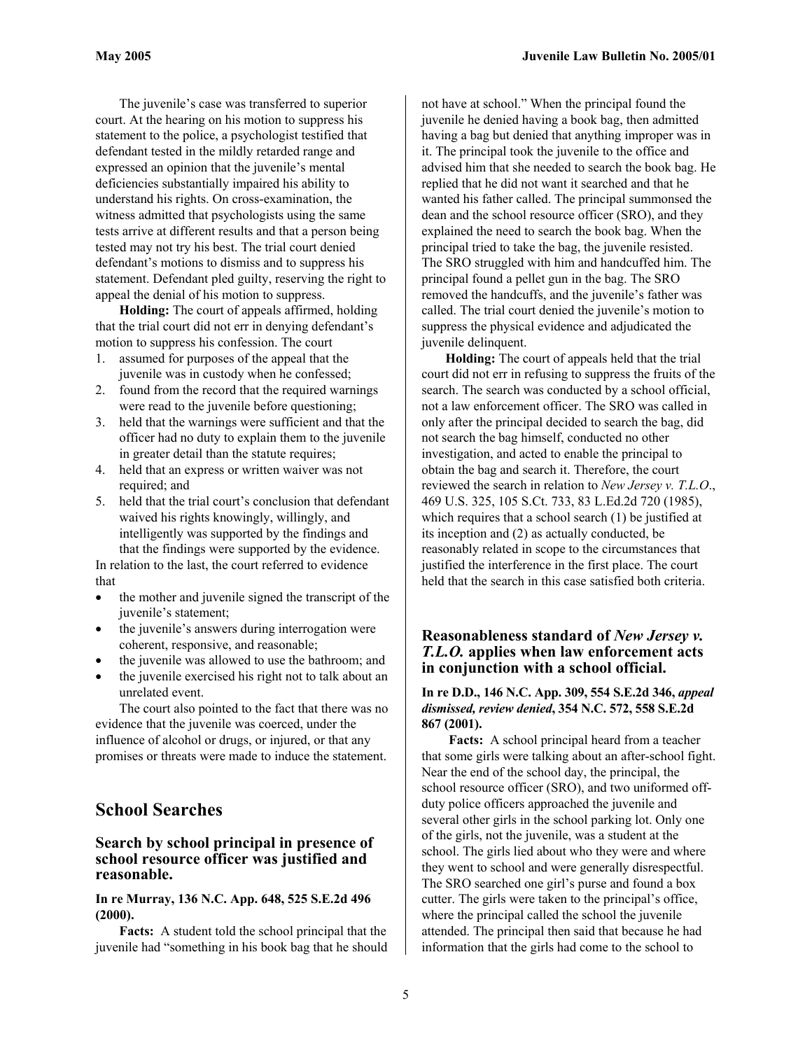The juvenile's case was transferred to superior court. At the hearing on his motion to suppress his statement to the police, a psychologist testified that defendant tested in the mildly retarded range and expressed an opinion that the juvenile's mental deficiencies substantially impaired his ability to understand his rights. On cross-examination, the witness admitted that psychologists using the same tests arrive at different results and that a person being tested may not try his best. The trial court denied defendant's motions to dismiss and to suppress his statement. Defendant pled guilty, reserving the right to appeal the denial of his motion to suppress.

**Holding:** The court of appeals affirmed, holding that the trial court did not err in denying defendant's motion to suppress his confession. The court

1. assumed for purposes of the appeal that the juvenile was in custody when he confessed;
2. found from the record that the required warnings were read to the juvenile before questioning;
3. held that the warnings were sufficient and that the officer had no duty to explain them to the juvenile in greater detail than the statute requires;
4. held that an express or written waiver was not required; and
5. held that the trial court's conclusion that defendant waived his rights knowingly, willingly, and intelligently was supported by the findings and that the findings were supported by the evidence.

In relation to the last, the court referred to evidence that

- the mother and juvenile signed the transcript of the juvenile's statement;
- the juvenile's answers during interrogation were coherent, responsive, and reasonable;
- the juvenile was allowed to use the bathroom; and
- the juvenile exercised his right not to talk about an unrelated event.

The court also pointed to the fact that there was no evidence that the juvenile was coerced, under the influence of alcohol or drugs, or injured, or that any promises or threats were made to induce the statement.

## School Searches

### Search by school principal in presence of school resource officer was justified and reasonable.

**In re Murray, 136 N.C. App. 648, 525 S.E.2d 496 (2000).**

**Facts:** A student told the school principal that the juvenile had "something in his book bag that he should not have at school." When the principal found the juvenile he denied having a book bag, then admitted having a bag but denied that anything improper was in it. The principal took the juvenile to the office and advised him that she needed to search the book bag. He replied that he did not want it searched and that he wanted his father called. The principal summoned the dean and the school resource officer (SRO), and they explained the need to search the book bag. When the principal tried to take the bag, the juvenile resisted. The SRO struggled with him and handcuffed him. The principal found a pellet gun in the bag. The SRO removed the handcuffs, and the juvenile's father was called. The trial court denied the juvenile's motion to suppress the physical evidence and adjudicated the juvenile delinquent.

**Holding:** The court of appeals held that the trial court did not err in refusing to suppress the fruits of the search. The search was conducted by a school official, not a law enforcement officer. The SRO was called in only after the principal decided to search the bag, did not search the bag himself, conducted no other investigation, and acted to enable the principal to obtain the bag and search it. Therefore, the court reviewed the search in relation to *New Jersey v. T.L.O*., 469 U.S. 325, 105 S.Ct. 733, 83 L.Ed.2d 720 (1985), which requires that a school search (1) be justified at its inception and (2) as actually conducted, be reasonably related in scope to the circumstances that justified the interference in the first place. The court held that the search in this case satisfied both criteria.

### Reasonableness standard of *New Jersey v. T.L.O.* applies when law enforcement acts in conjunction with a school official.

**In re D.D., 146 N.C. App. 309, 554 S.E.2d 346, *appeal dismissed, review denied*, 354 N.C. 572, 558 S.E.2d 867 (2001).**

**Facts:** A school principal heard from a teacher that some girls were talking about an after-school fight. Near the end of the school day, the principal, the school resource officer (SRO), and two uniformed off-duty police officers approached the juvenile and several other girls in the school parking lot. Only one of the girls, not the juvenile, was a student at the school. The girls lied about who they were and where they went to school and were generally disrespectful. The SRO searched one girl's purse and found a box cutter. The girls were taken to the principal's office, where the principal called the school the juvenile attended. The principal then said that because he had information that the girls had come to the school to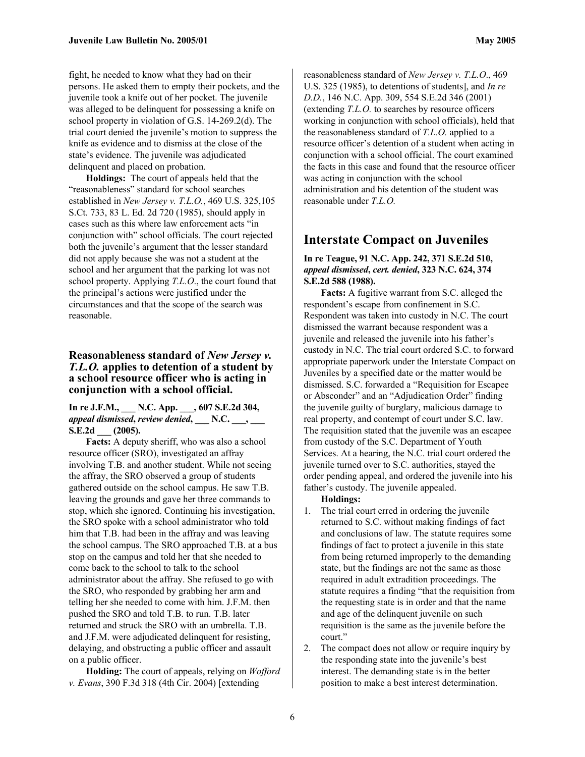fight, he needed to know what they had on their persons. He asked them to empty their pockets, and the juvenile took a knife out of her pocket. The juvenile was alleged to be delinquent for possessing a knife on school property in violation of G.S. 14-269.2(d). The trial court denied the juvenile's motion to suppress the knife as evidence and to dismiss at the close of the state's evidence. The juvenile was adjudicated delinquent and placed on probation.

**Holdings:** The court of appeals held that the "reasonableness" standard for school searches established in *New Jersey v. T.L.O.*, 469 U.S. 325,105 S.Ct. 733, 83 L. Ed. 2d 720 (1985), should apply in cases such as this where law enforcement acts "in conjunction with" school officials. The court rejected both the juvenile's argument that the lesser standard did not apply because she was not a student at the school and her argument that the parking lot was not school property. Applying *T.L.O*., the court found that the principal's actions were justified under the circumstances and that the scope of the search was reasonable.

### Reasonableness standard of *New Jersey v. T.L.O.* applies to detention of a student by a school resource officer who is acting in conjunction with a school official.

**In re J.F.M., ___ N.C. App. ___, 607 S.E.2d 304, *appeal dismissed*, *review denied*, ___ N.C. ___, ___ S.E.2d ___ (2005).**

**Facts:** A deputy sheriff, who was also a school resource officer (SRO), investigated an affray involving T.B. and another student. While not seeing the affray, the SRO observed a group of students gathered outside on the school campus. He saw T.B. leaving the grounds and gave her three commands to stop, which she ignored. Continuing his investigation, the SRO spoke with a school administrator who told him that T.B. had been in the affray and was leaving the school campus. The SRO approached T.B. at a bus stop on the campus and told her that she needed to come back to the school to talk to the school administrator about the affray. She refused to go with the SRO, who responded by grabbing her arm and telling her she needed to come with him. J.F.M. then pushed the SRO and told T.B. to run. T.B. later returned and struck the SRO with an umbrella. T.B. and J.F.M. were adjudicated delinquent for resisting, delaying, and obstructing a public officer and assault on a public officer.

**Holding:** The court of appeals, relying on *Wofford v. Evans*, 390 F.3d 318 (4th Cir. 2004) [extending reasonableness standard of *New Jersey v. T.L.O*., 469 U.S. 325 (1985), to detentions of students], and *In re D.D.*, 146 N.C. App. 309, 554 S.E.2d 346 (2001) (extending *T.L.O.* to searches by resource officers working in conjunction with school officials), held that the reasonableness standard of *T.L.O.* applied to a resource officer's detention of a student when acting in conjunction with a school official. The court examined the facts in this case and found that the resource officer was acting in conjunction with the school administration and his detention of the student was reasonable under *T.L.O.*

## Interstate Compact on Juveniles

**In re Teague, 91 N.C. App. 242, 371 S.E.2d 510, *appeal dismissed*, *cert. denied*, 323 N.C. 624, 374 S.E.2d 588 (1988).**

**Facts:** A fugitive warrant from S.C. alleged the respondent's escape from confinement in S.C. Respondent was taken into custody in N.C. The court dismissed the warrant because respondent was a juvenile and released the juvenile into his father's custody in N.C. The trial court ordered S.C. to forward appropriate paperwork under the Interstate Compact on Juveniles by a specified date or the matter would be dismissed. S.C. forwarded a "Requisition for Escapee or Absconder" and an "Adjudication Order" finding the juvenile guilty of burglary, malicious damage to real property, and contempt of court under S.C. law. The requisition stated that the juvenile was an escapee from custody of the S.C. Department of Youth Services. At a hearing, the N.C. trial court ordered the juvenile turned over to S.C. authorities, stayed the order pending appeal, and ordered the juvenile into his father's custody. The juvenile appealed.

**Holdings:**

1. The trial court erred in ordering the juvenile returned to S.C. without making findings of fact and conclusions of law. The statute requires some findings of fact to protect a juvenile in this state from being returned improperly to the demanding state, but the findings are not the same as those required in adult extradition proceedings. The statute requires a finding "that the requisition from the requesting state is in order and that the name and age of the delinquent juvenile on such requisition is the same as the juvenile before the court."
2. The compact does not allow or require inquiry by the responding state into the juvenile's best interest. The demanding state is in the better position to make a best interest determination.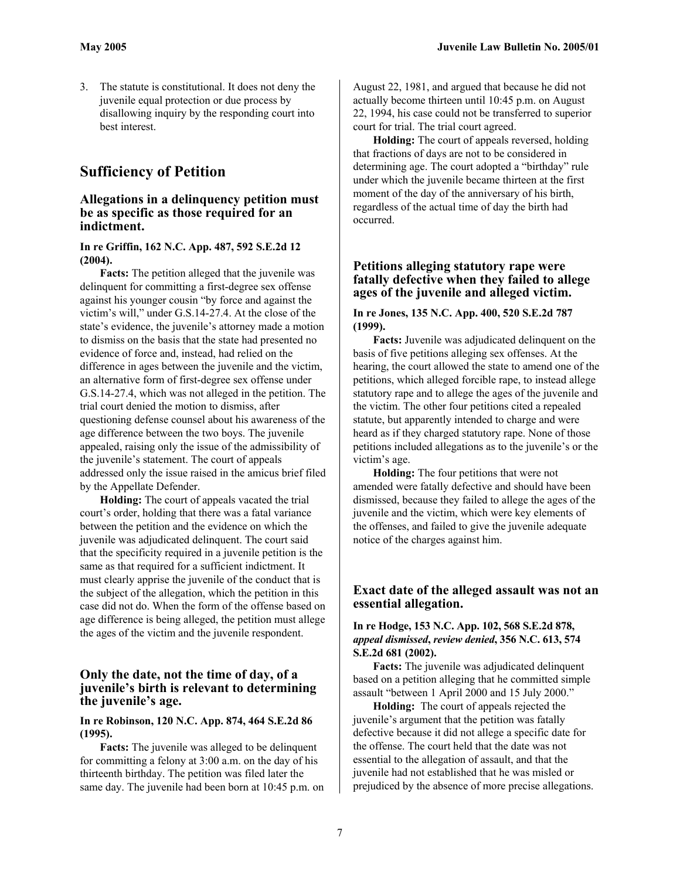3. The statute is constitutional. It does not deny the juvenile equal protection or due process by disallowing inquiry by the responding court into best interest.

## Sufficiency of Petition

### Allegations in a delinquency petition must be as specific as those required for an indictment.

**In re Griffin, 162 N.C. App. 487, 592 S.E.2d 12 (2004).**

**Facts:** The petition alleged that the juvenile was delinquent for committing a first-degree sex offense against his younger cousin "by force and against the victim's will," under G.S.14-27.4. At the close of the state's evidence, the juvenile's attorney made a motion to dismiss on the basis that the state had presented no evidence of force and, instead, had relied on the difference in ages between the juvenile and the victim, an alternative form of first-degree sex offense under G.S.14-27.4, which was not alleged in the petition. The trial court denied the motion to dismiss, after questioning defense counsel about his awareness of the age difference between the two boys. The juvenile appealed, raising only the issue of the admissibility of the juvenile's statement. The court of appeals addressed only the issue raised in the amicus brief filed by the Appellate Defender.

**Holding:** The court of appeals vacated the trial court's order, holding that there was a fatal variance between the petition and the evidence on which the juvenile was adjudicated delinquent. The court said that the specificity required in a juvenile petition is the same as that required for a sufficient indictment. It must clearly apprise the juvenile of the conduct that is the subject of the allegation, which the petition in this case did not do. When the form of the offense based on age difference is being alleged, the petition must allege the ages of the victim and the juvenile respondent.

### Only the date, not the time of day, of a juvenile's birth is relevant to determining the juvenile's age.

**In re Robinson, 120 N.C. App. 874, 464 S.E.2d 86 (1995).**

**Facts:** The juvenile was alleged to be delinquent for committing a felony at 3:00 a.m. on the day of his thirteenth birthday. The petition was filed later the same day. The juvenile had been born at 10:45 p.m. on August 22, 1981, and argued that because he did not actually become thirteen until 10:45 p.m. on August 22, 1994, his case could not be transferred to superior court for trial. The trial court agreed.

**Holding:** The court of appeals reversed, holding that fractions of days are not to be considered in determining age. The court adopted a "birthday" rule under which the juvenile became thirteen at the first moment of the day of the anniversary of his birth, regardless of the actual time of day the birth had occurred.

### Petitions alleging statutory rape were fatally defective when they failed to allege ages of the juvenile and alleged victim.

**In re Jones, 135 N.C. App. 400, 520 S.E.2d 787 (1999).**

**Facts:** Juvenile was adjudicated delinquent on the basis of five petitions alleging sex offenses. At the hearing, the court allowed the state to amend one of the petitions, which alleged forcible rape, to instead allege statutory rape and to allege the ages of the juvenile and the victim. The other four petitions cited a repealed statute, but apparently intended to charge and were heard as if they charged statutory rape. None of those petitions included allegations as to the juvenile's or the victim's age.

**Holding:** The four petitions that were not amended were fatally defective and should have been dismissed, because they failed to allege the ages of the juvenile and the victim, which were key elements of the offenses, and failed to give the juvenile adequate notice of the charges against him.

### Exact date of the alleged assault was not an essential allegation.

**In re Hodge, 153 N.C. App. 102, 568 S.E.2d 878, *appeal dismissed*, *review denied*, 356 N.C. 613, 574 S.E.2d 681 (2002).**

**Facts:** The juvenile was adjudicated delinquent based on a petition alleging that he committed simple assault "between 1 April 2000 and 15 July 2000."

**Holding:** The court of appeals rejected the juvenile's argument that the petition was fatally defective because it did not allege a specific date for the offense. The court held that the date was not essential to the allegation of assault, and that the juvenile had not established that he was misled or prejudiced by the absence of more precise allegations.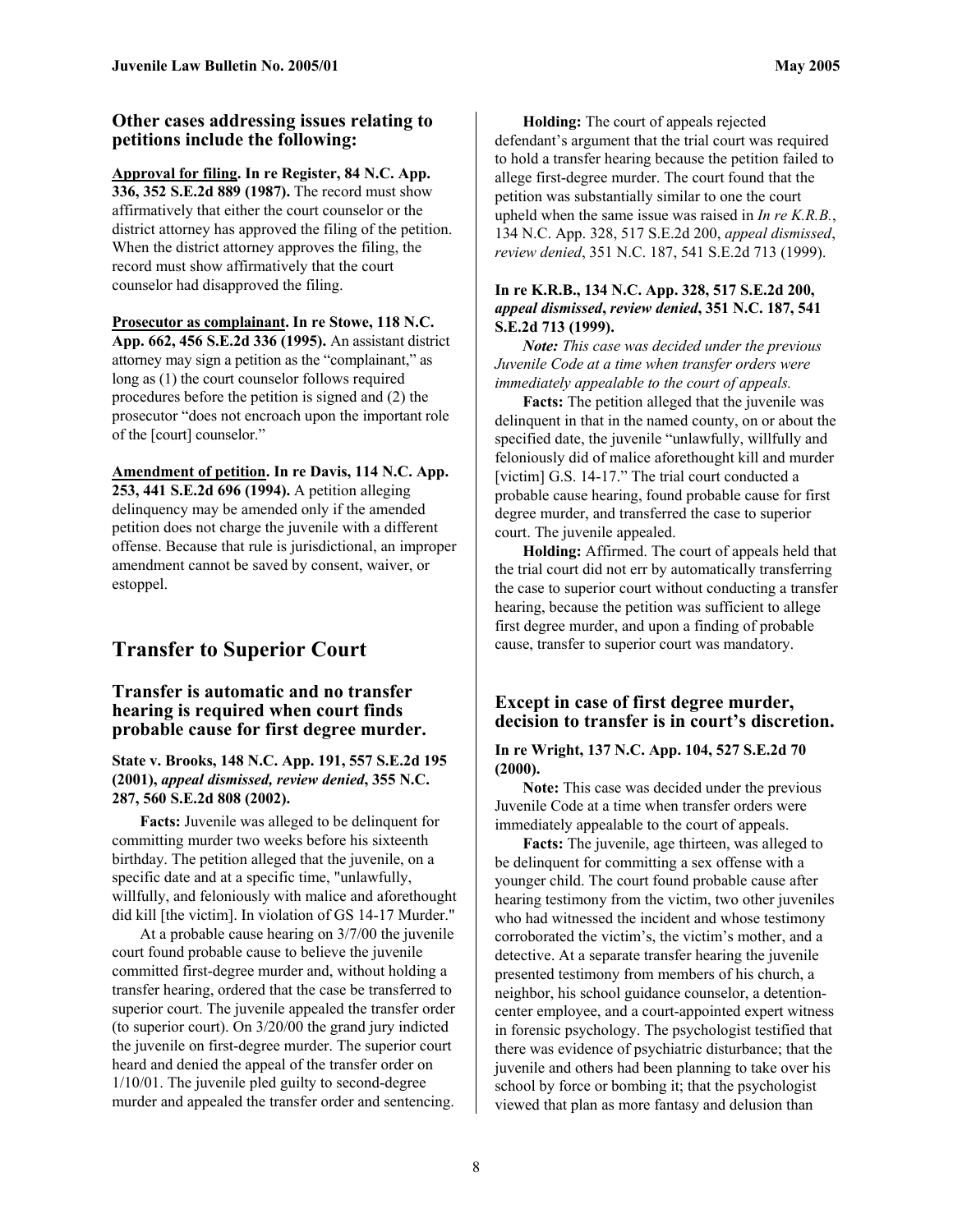### Other cases addressing issues relating to petitions include the following:

**Approval for filing. In re Register, 84 N.C. App. 336, 352 S.E.2d 889 (1987).** The record must show affirmatively that either the court counselor or the district attorney has approved the filing of the petition. When the district attorney approves the filing, the record must show affirmatively that the court counselor had disapproved the filing.

**Prosecutor as complainant. In re Stowe, 118 N.C. App. 662, 456 S.E.2d 336 (1995).** An assistant district attorney may sign a petition as the "complainant," as long as (1) the court counselor follows required procedures before the petition is signed and (2) the prosecutor "does not encroach upon the important role of the [court] counselor."

**Amendment of petition. In re Davis, 114 N.C. App. 253, 441 S.E.2d 696 (1994).** A petition alleging delinquency may be amended only if the amended petition does not charge the juvenile with a different offense. Because that rule is jurisdictional, an improper amendment cannot be saved by consent, waiver, or estoppel.

## Transfer to Superior Court

### Transfer is automatic and no transfer hearing is required when court finds probable cause for first degree murder.

**State v. Brooks, 148 N.C. App. 191, 557 S.E.2d 195 (2001),** ***appeal dismissed, review denied*****, 355 N.C. 287, 560 S.E.2d 808 (2002).**

**Facts:** Juvenile was alleged to be delinquent for committing murder two weeks before his sixteenth birthday. The petition alleged that the juvenile, on a specific date and at a specific time, "unlawfully, willfully, and feloniously with malice and aforethought did kill [the victim]. In violation of GS 14-17 Murder."

At a probable cause hearing on 3/7/00 the juvenile court found probable cause to believe the juvenile committed first-degree murder and, without holding a transfer hearing, ordered that the case be transferred to superior court. The juvenile appealed the transfer order (to superior court). On 3/20/00 the grand jury indicted the juvenile on first-degree murder. The superior court heard and denied the appeal of the transfer order on 1/10/01. The juvenile pled guilty to second-degree murder and appealed the transfer order and sentencing.

**Holding:** The court of appeals rejected defendant's argument that the trial court was required to hold a transfer hearing because the petition failed to allege first-degree murder. The court found that the petition was substantially similar to one the court upheld when the same issue was raised in *In re K.R.B.*, 134 N.C. App. 328, 517 S.E.2d 200, *appeal dismissed*, *review denied*, 351 N.C. 187, 541 S.E.2d 713 (1999).

**In re K.R.B., 134 N.C. App. 328, 517 S.E.2d 200,** ***appeal dismissed*****,** ***review denied*****, 351 N.C. 187, 541 S.E.2d 713 (1999).**

***Note:*** *This case was decided under the previous Juvenile Code at a time when transfer orders were immediately appealable to the court of appeals.*

**Facts:** The petition alleged that the juvenile was delinquent in that in the named county, on or about the specified date, the juvenile "unlawfully, willfully and feloniously did of malice aforethought kill and murder [victim] G.S. 14-17." The trial court conducted a probable cause hearing, found probable cause for first degree murder, and transferred the case to superior court. The juvenile appealed.

**Holding:** Affirmed. The court of appeals held that the trial court did not err by automatically transferring the case to superior court without conducting a transfer hearing, because the petition was sufficient to allege first degree murder, and upon a finding of probable cause, transfer to superior court was mandatory.

### Except in case of first degree murder, decision to transfer is in court's discretion.

**In re Wright, 137 N.C. App. 104, 527 S.E.2d 70 (2000).**

**Note:** This case was decided under the previous Juvenile Code at a time when transfer orders were immediately appealable to the court of appeals.

**Facts:** The juvenile, age thirteen, was alleged to be delinquent for committing a sex offense with a younger child. The court found probable cause after hearing testimony from the victim, two other juveniles who had witnessed the incident and whose testimony corroborated the victim's, the victim's mother, and a detective. At a separate transfer hearing the juvenile presented testimony from members of his church, a neighbor, his school guidance counselor, a detention-center employee, and a court-appointed expert witness in forensic psychology. The psychologist testified that there was evidence of psychiatric disturbance; that the juvenile and others had been planning to take over his school by force or bombing it; that the psychologist viewed that plan as more fantasy and delusion than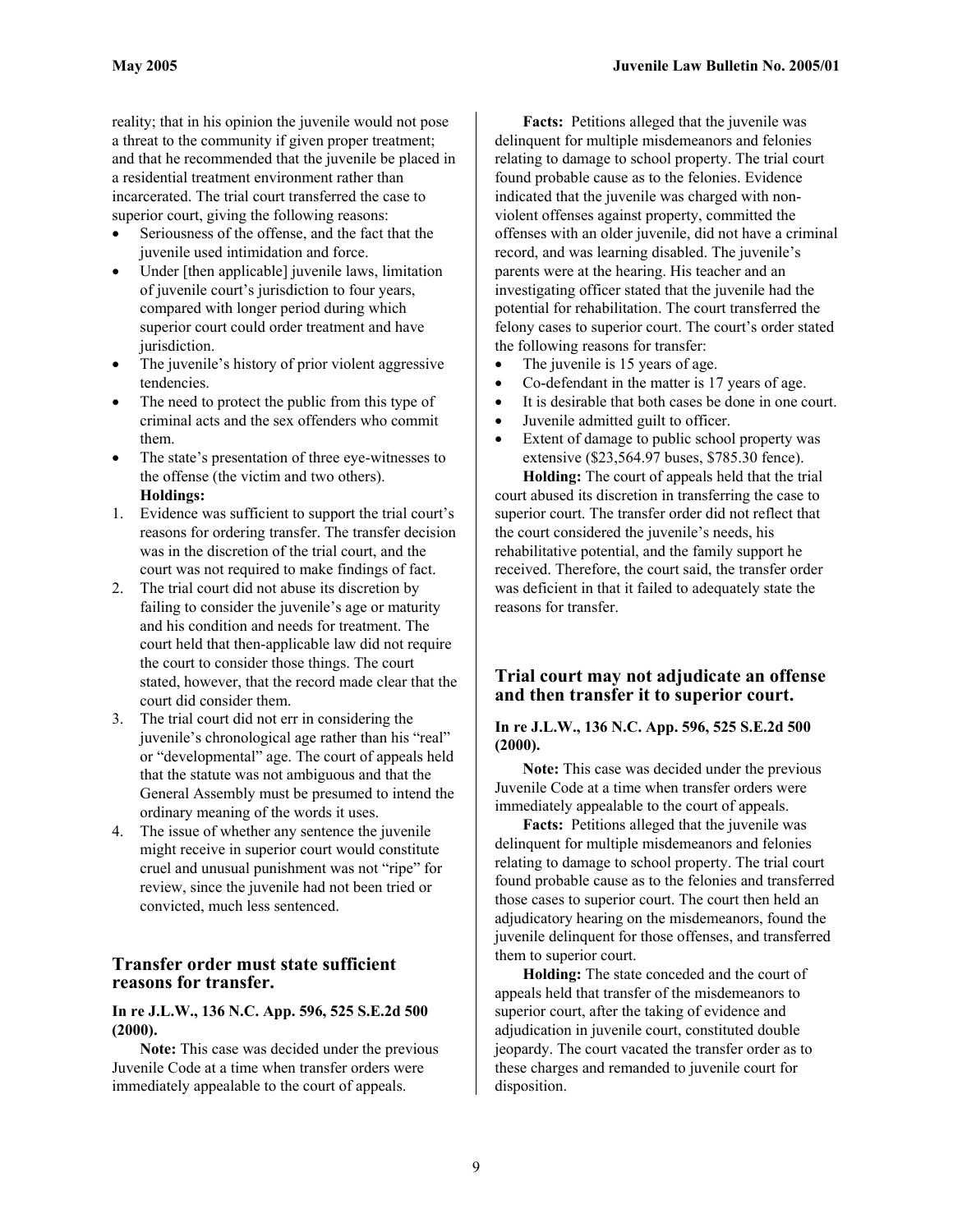reality; that in his opinion the juvenile would not pose a threat to the community if given proper treatment; and that he recommended that the juvenile be placed in a residential treatment environment rather than incarcerated. The trial court transferred the case to superior court, giving the following reasons:

- Seriousness of the offense, and the fact that the juvenile used intimidation and force.
- Under [then applicable] juvenile laws, limitation of juvenile court's jurisdiction to four years, compared with longer period during which superior court could order treatment and have jurisdiction.
- The juvenile's history of prior violent aggressive tendencies.
- The need to protect the public from this type of criminal acts and the sex offenders who commit them.
- The state's presentation of three eye-witnesses to the offense (the victim and two others).

**Holdings:**

1. Evidence was sufficient to support the trial court's reasons for ordering transfer. The transfer decision was in the discretion of the trial court, and the court was not required to make findings of fact.
2. The trial court did not abuse its discretion by failing to consider the juvenile's age or maturity and his condition and needs for treatment. The court held that then-applicable law did not require the court to consider those things. The court stated, however, that the record made clear that the court did consider them.
3. The trial court did not err in considering the juvenile's chronological age rather than his "real" or "developmental" age. The court of appeals held that the statute was not ambiguous and that the General Assembly must be presumed to intend the ordinary meaning of the words it uses.
4. The issue of whether any sentence the juvenile might receive in superior court would constitute cruel and unusual punishment was not "ripe" for review, since the juvenile had not been tried or convicted, much less sentenced.

## Transfer order must state sufficient reasons for transfer.

**In re J.L.W., 136 N.C. App. 596, 525 S.E.2d 500 (2000).**

**Note:** This case was decided under the previous Juvenile Code at a time when transfer orders were immediately appealable to the court of appeals.

**Facts:** Petitions alleged that the juvenile was delinquent for multiple misdemeanors and felonies relating to damage to school property. The trial court found probable cause as to the felonies. Evidence indicated that the juvenile was charged with non-violent offenses against property, committed the offenses with an older juvenile, did not have a criminal record, and was learning disabled. The juvenile's parents were at the hearing. His teacher and an investigating officer stated that the juvenile had the potential for rehabilitation. The court transferred the felony cases to superior court. The court's order stated the following reasons for transfer:

- The juvenile is 15 years of age.
- Co-defendant in the matter is 17 years of age.
- It is desirable that both cases be done in one court.
- Juvenile admitted guilt to officer.
- Extent of damage to public school property was extensive ($23,564.97 buses, $785.30 fence).

**Holding:** The court of appeals held that the trial court abused its discretion in transferring the case to superior court. The transfer order did not reflect that the court considered the juvenile's needs, his rehabilitative potential, and the family support he received. Therefore, the court said, the transfer order was deficient in that it failed to adequately state the reasons for transfer.

## Trial court may not adjudicate an offense and then transfer it to superior court.

**In re J.L.W., 136 N.C. App. 596, 525 S.E.2d 500 (2000).**

**Note:** This case was decided under the previous Juvenile Code at a time when transfer orders were immediately appealable to the court of appeals.

**Facts:** Petitions alleged that the juvenile was delinquent for multiple misdemeanors and felonies relating to damage to school property. The trial court found probable cause as to the felonies and transferred those cases to superior court. The court then held an adjudicatory hearing on the misdemeanors, found the juvenile delinquent for those offenses, and transferred them to superior court.

**Holding:** The state conceded and the court of appeals held that transfer of the misdemeanors to superior court, after the taking of evidence and adjudication in juvenile court, constituted double jeopardy. The court vacated the transfer order as to these charges and remanded to juvenile court for disposition.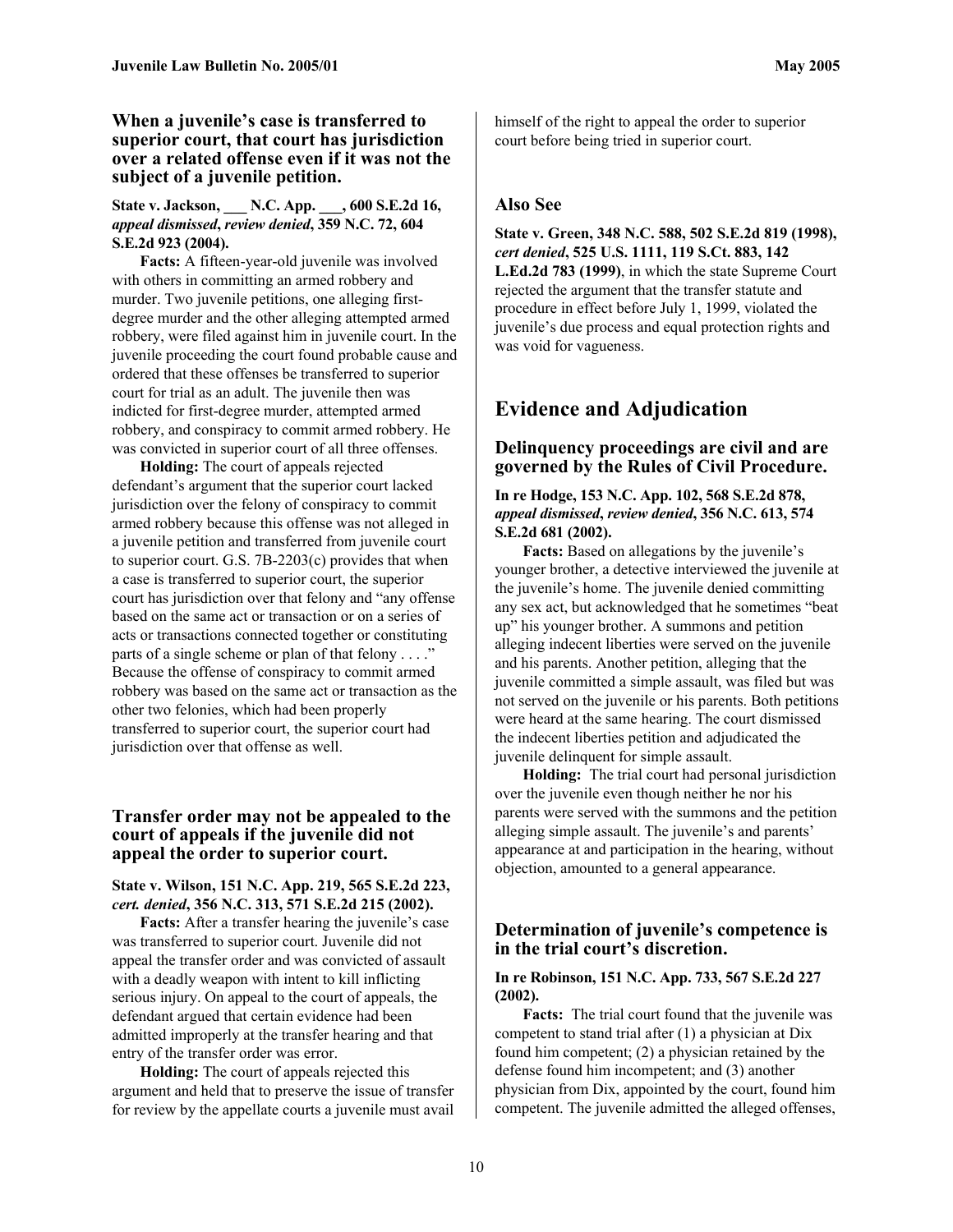### When a juvenile's case is transferred to superior court, that court has jurisdiction over a related offense even if it was not the subject of a juvenile petition.

**State v. Jackson, ___ N.C. App. ___, 600 S.E.2d 16, *appeal dismissed*, *review denied*, 359 N.C. 72, 604 S.E.2d 923 (2004).**

**Facts:** A fifteen-year-old juvenile was involved with others in committing an armed robbery and murder. Two juvenile petitions, one alleging first-degree murder and the other alleging attempted armed robbery, were filed against him in juvenile court. In the juvenile proceeding the court found probable cause and ordered that these offenses be transferred to superior court for trial as an adult. The juvenile then was indicted for first-degree murder, attempted armed robbery, and conspiracy to commit armed robbery. He was convicted in superior court of all three offenses.

**Holding:** The court of appeals rejected defendant's argument that the superior court lacked jurisdiction over the felony of conspiracy to commit armed robbery because this offense was not alleged in a juvenile petition and transferred from juvenile court to superior court. G.S. 7B-2203(c) provides that when a case is transferred to superior court, the superior court has jurisdiction over that felony and "any offense based on the same act or transaction or on a series of acts or transactions connected together or constituting parts of a single scheme or plan of that felony . . . ." Because the offense of conspiracy to commit armed robbery was based on the same act or transaction as the other two felonies, which had been properly transferred to superior court, the superior court had jurisdiction over that offense as well.

### Transfer order may not be appealed to the court of appeals if the juvenile did not appeal the order to superior court.

**State v. Wilson, 151 N.C. App. 219, 565 S.E.2d 223, *cert. denied*, 356 N.C. 313, 571 S.E.2d 215 (2002).**

**Facts:** After a transfer hearing the juvenile's case was transferred to superior court. Juvenile did not appeal the transfer order and was convicted of assault with a deadly weapon with intent to kill inflicting serious injury. On appeal to the court of appeals, the defendant argued that certain evidence had been admitted improperly at the transfer hearing and that entry of the transfer order was error.

**Holding:** The court of appeals rejected this argument and held that to preserve the issue of transfer for review by the appellate courts a juvenile must avail himself of the right to appeal the order to superior court before being tried in superior court.

### Also See

**State v. Green, 348 N.C. 588, 502 S.E.2d 819 (1998), *cert denied*, 525 U.S. 1111, 119 S.Ct. 883, 142 L.Ed.2d 783 (1999)**, in which the state Supreme Court rejected the argument that the transfer statute and procedure in effect before July 1, 1999, violated the juvenile's due process and equal protection rights and was void for vagueness.

## Evidence and Adjudication

### Delinquency proceedings are civil and are governed by the Rules of Civil Procedure.

**In re Hodge, 153 N.C. App. 102, 568 S.E.2d 878, *appeal dismissed*, *review denied*, 356 N.C. 613, 574 S.E.2d 681 (2002).**

**Facts:** Based on allegations by the juvenile's younger brother, a detective interviewed the juvenile at the juvenile's home. The juvenile denied committing any sex act, but acknowledged that he sometimes "beat up" his younger brother. A summons and petition alleging indecent liberties were served on the juvenile and his parents. Another petition, alleging that the juvenile committed a simple assault, was filed but was not served on the juvenile or his parents. Both petitions were heard at the same hearing. The court dismissed the indecent liberties petition and adjudicated the juvenile delinquent for simple assault.

**Holding:** The trial court had personal jurisdiction over the juvenile even though neither he nor his parents were served with the summons and the petition alleging simple assault. The juvenile's and parents' appearance at and participation in the hearing, without objection, amounted to a general appearance.

### Determination of juvenile's competence is in the trial court's discretion.

**In re Robinson, 151 N.C. App. 733, 567 S.E.2d 227 (2002).**

**Facts:** The trial court found that the juvenile was competent to stand trial after (1) a physician at Dix found him competent; (2) a physician retained by the defense found him incompetent; and (3) another physician from Dix, appointed by the court, found him competent. The juvenile admitted the alleged offenses,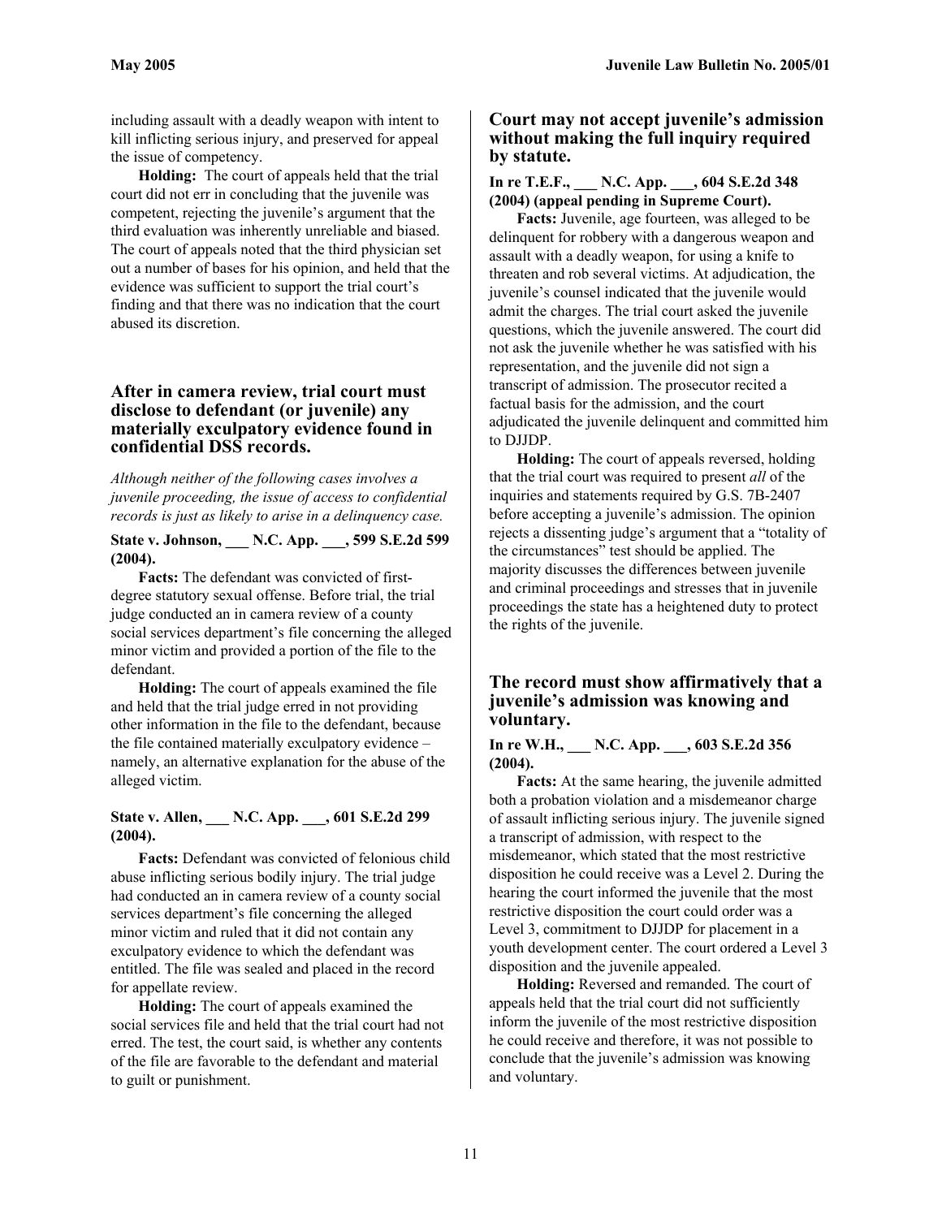including assault with a deadly weapon with intent to kill inflicting serious injury, and preserved for appeal the issue of competency.

**Holding:** The court of appeals held that the trial court did not err in concluding that the juvenile was competent, rejecting the juvenile's argument that the third evaluation was inherently unreliable and biased. The court of appeals noted that the third physician set out a number of bases for his opinion, and held that the evidence was sufficient to support the trial court's finding and that there was no indication that the court abused its discretion.

### After in camera review, trial court must disclose to defendant (or juvenile) any materially exculpatory evidence found in confidential DSS records.

*Although neither of the following cases involves a juvenile proceeding, the issue of access to confidential records is just as likely to arise in a delinquency case.*

**State v. Johnson, ___ N.C. App. ___, 599 S.E.2d 599 (2004).**

**Facts:** The defendant was convicted of first-degree statutory sexual offense. Before trial, the trial judge conducted an in camera review of a county social services department's file concerning the alleged minor victim and provided a portion of the file to the defendant.

**Holding:** The court of appeals examined the file and held that the trial judge erred in not providing other information in the file to the defendant, because the file contained materially exculpatory evidence – namely, an alternative explanation for the abuse of the alleged victim.

**State v. Allen, ___ N.C. App. ___, 601 S.E.2d 299 (2004).**

**Facts:** Defendant was convicted of felonious child abuse inflicting serious bodily injury. The trial judge had conducted an in camera review of a county social services department's file concerning the alleged minor victim and ruled that it did not contain any exculpatory evidence to which the defendant was entitled. The file was sealed and placed in the record for appellate review.

**Holding:** The court of appeals examined the social services file and held that the trial court had not erred. The test, the court said, is whether any contents of the file are favorable to the defendant and material to guilt or punishment.

### Court may not accept juvenile's admission without making the full inquiry required by statute.

**In re T.E.F., ___ N.C. App. ___, 604 S.E.2d 348 (2004) (appeal pending in Supreme Court).**

**Facts:** Juvenile, age fourteen, was alleged to be delinquent for robbery with a dangerous weapon and assault with a deadly weapon, for using a knife to threaten and rob several victims. At adjudication, the juvenile's counsel indicated that the juvenile would admit the charges. The trial court asked the juvenile questions, which the juvenile answered. The court did not ask the juvenile whether he was satisfied with his representation, and the juvenile did not sign a transcript of admission. The prosecutor recited a factual basis for the admission, and the court adjudicated the juvenile delinquent and committed him to DJJDP.

**Holding:** The court of appeals reversed, holding that the trial court was required to present *all* of the inquiries and statements required by G.S. 7B-2407 before accepting a juvenile's admission. The opinion rejects a dissenting judge's argument that a "totality of the circumstances" test should be applied. The majority discusses the differences between juvenile and criminal proceedings and stresses that in juvenile proceedings the state has a heightened duty to protect the rights of the juvenile.

### The record must show affirmatively that a juvenile's admission was knowing and voluntary.

**In re W.H., ___ N.C. App. ___, 603 S.E.2d 356 (2004).**

**Facts:** At the same hearing, the juvenile admitted both a probation violation and a misdemeanor charge of assault inflicting serious injury. The juvenile signed a transcript of admission, with respect to the misdemeanor, which stated that the most restrictive disposition he could receive was a Level 2. During the hearing the court informed the juvenile that the most restrictive disposition the court could order was a Level 3, commitment to DJJDP for placement in a youth development center. The court ordered a Level 3 disposition and the juvenile appealed.

**Holding:** Reversed and remanded. The court of appeals held that the trial court did not sufficiently inform the juvenile of the most restrictive disposition he could receive and therefore, it was not possible to conclude that the juvenile's admission was knowing and voluntary.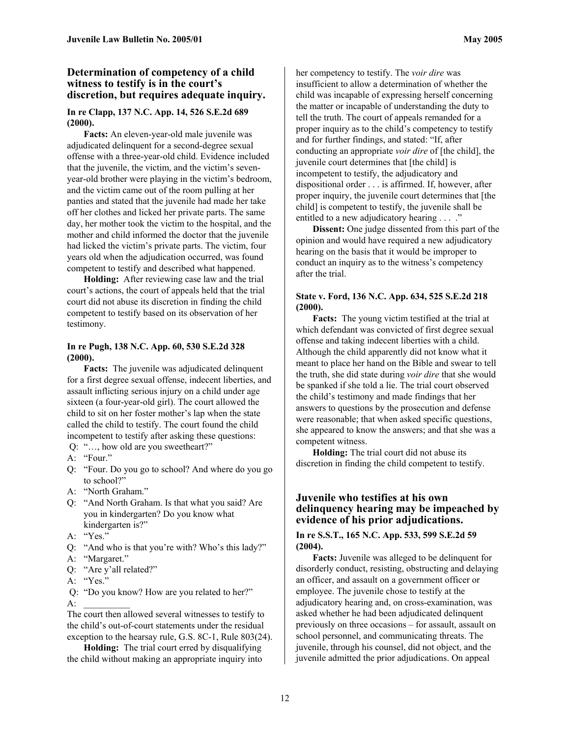## Determination of competency of a child witness to testify is in the court's discretion, but requires adequate inquiry.

**In re Clapp, 137 N.C. App. 14, 526 S.E.2d 689 (2000).**

**Facts:** An eleven-year-old male juvenile was adjudicated delinquent for a second-degree sexual offense with a three-year-old child. Evidence included that the juvenile, the victim, and the victim's seven-year-old brother were playing in the victim's bedroom, and the victim came out of the room pulling at her panties and stated that the juvenile had made her take off her clothes and licked her private parts. The same day, her mother took the victim to the hospital, and the mother and child informed the doctor that the juvenile had licked the victim's private parts. The victim, four years old when the adjudication occurred, was found competent to testify and described what happened.

**Holding:** After reviewing case law and the trial court's actions, the court of appeals held that the trial court did not abuse its discretion in finding the child competent to testify based on its observation of her testimony.

**In re Pugh, 138 N.C. App. 60, 530 S.E.2d 328 (2000).**

**Facts:** The juvenile was adjudicated delinquent for a first degree sexual offense, indecent liberties, and assault inflicting serious injury on a child under age sixteen (a four-year-old girl). The court allowed the child to sit on her foster mother's lap when the state called the child to testify. The court found the child incompetent to testify after asking these questions:

Q: "…, how old are you sweetheart?"
A: "Four."
Q: "Four. Do you go to school? And where do you go to school?"
A: "North Graham."
Q: "And North Graham. Is that what you said? Are you in kindergarten? Do you know what kindergarten is?"
A: "Yes."
Q: "And who is that you're with? Who's this lady?"
A: "Margaret."
Q: "Are y'all related?"
A: "Yes."
Q: "Do you know? How are you related to her?"
A: __________

The court then allowed several witnesses to testify to the child's out-of-court statements under the residual exception to the hearsay rule, G.S. 8C-1, Rule 803(24).

**Holding:** The trial court erred by disqualifying the child without making an appropriate inquiry into her competency to testify. The *voir dire* was insufficient to allow a determination of whether the child was incapable of expressing herself concerning the matter or incapable of understanding the duty to tell the truth. The court of appeals remanded for a proper inquiry as to the child's competency to testify and for further findings, and stated: "If, after conducting an appropriate *voir dire* of [the child], the juvenile court determines that [the child] is incompetent to testify, the adjudicatory and dispositional order . . . is affirmed. If, however, after proper inquiry, the juvenile court determines that [the child] is competent to testify, the juvenile shall be entitled to a new adjudicatory hearing . . . ."

**Dissent:** One judge dissented from this part of the opinion and would have required a new adjudicatory hearing on the basis that it would be improper to conduct an inquiry as to the witness's competency after the trial.

**State v. Ford, 136 N.C. App. 634, 525 S.E.2d 218 (2000).**

**Facts:** The young victim testified at the trial at which defendant was convicted of first degree sexual offense and taking indecent liberties with a child. Although the child apparently did not know what it meant to place her hand on the Bible and swear to tell the truth, she did state during *voir dire* that she would be spanked if she told a lie. The trial court observed the child's testimony and made findings that her answers to questions by the prosecution and defense were reasonable; that when asked specific questions, she appeared to know the answers; and that she was a competent witness.

**Holding:** The trial court did not abuse its discretion in finding the child competent to testify.

## Juvenile who testifies at his own delinquency hearing may be impeached by evidence of his prior adjudications.

**In re S.S.T., 165 N.C. App. 533, 599 S.E.2d 59 (2004).**

**Facts:** Juvenile was alleged to be delinquent for disorderly conduct, resisting, obstructing and delaying an officer, and assault on a government officer or employee. The juvenile chose to testify at the adjudicatory hearing and, on cross-examination, was asked whether he had been adjudicated delinquent previously on three occasions – for assault, assault on school personnel, and communicating threats. The juvenile, through his counsel, did not object, and the juvenile admitted the prior adjudications. On appeal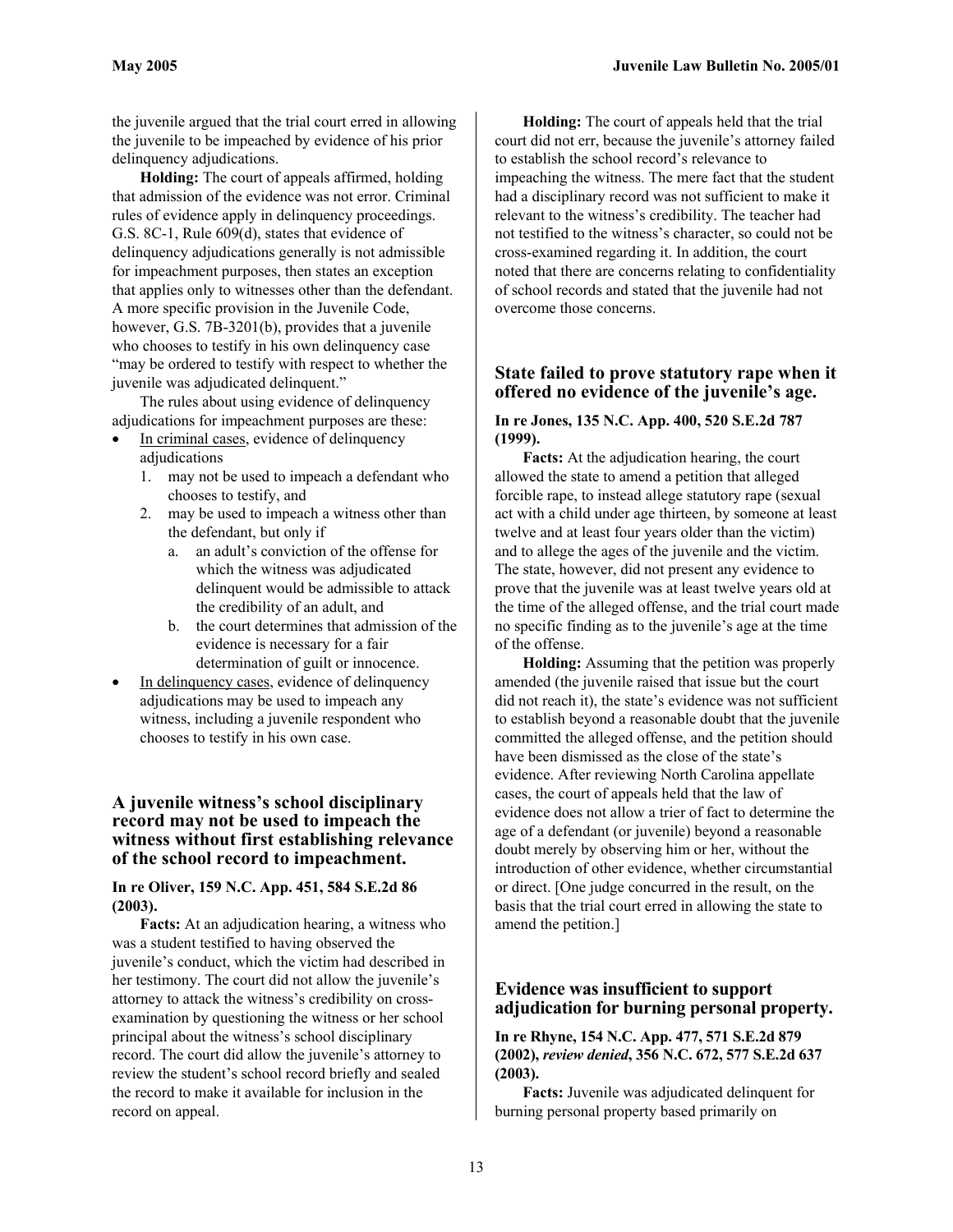the juvenile argued that the trial court erred in allowing the juvenile to be impeached by evidence of his prior delinquency adjudications.

**Holding:** The court of appeals affirmed, holding that admission of the evidence was not error. Criminal rules of evidence apply in delinquency proceedings. G.S. 8C-1, Rule 609(d), states that evidence of delinquency adjudications generally is not admissible for impeachment purposes, then states an exception that applies only to witnesses other than the defendant. A more specific provision in the Juvenile Code, however, G.S. 7B-3201(b), provides that a juvenile who chooses to testify in his own delinquency case "may be ordered to testify with respect to whether the juvenile was adjudicated delinquent."

The rules about using evidence of delinquency adjudications for impeachment purposes are these:

- In criminal cases, evidence of delinquency adjudications
  1. may not be used to impeach a defendant who chooses to testify, and
  2. may be used to impeach a witness other than the defendant, but only if
     a. an adult's conviction of the offense for which the witness was adjudicated delinquent would be admissible to attack the credibility of an adult, and
     b. the court determines that admission of the evidence is necessary for a fair determination of guilt or innocence.
- In delinquency cases, evidence of delinquency adjudications may be used to impeach any witness, including a juvenile respondent who chooses to testify in his own case.

### A juvenile witness's school disciplinary record may not be used to impeach the witness without first establishing relevance of the school record to impeachment.

**In re Oliver, 159 N.C. App. 451, 584 S.E.2d 86 (2003).**

**Facts:** At an adjudication hearing, a witness who was a student testified to having observed the juvenile's conduct, which the victim had described in her testimony. The court did not allow the juvenile's attorney to attack the witness's credibility on cross-examination by questioning the witness or her school principal about the witness's school disciplinary record. The court did allow the juvenile's attorney to review the student's school record briefly and sealed the record to make it available for inclusion in the record on appeal.

**Holding:** The court of appeals held that the trial court did not err, because the juvenile's attorney failed to establish the school record's relevance to impeaching the witness. The mere fact that the student had a disciplinary record was not sufficient to make it relevant to the witness's credibility. The teacher had not testified to the witness's character, so could not be cross-examined regarding it. In addition, the court noted that there are concerns relating to confidentiality of school records and stated that the juvenile had not overcome those concerns.

### State failed to prove statutory rape when it offered no evidence of the juvenile's age.

**In re Jones, 135 N.C. App. 400, 520 S.E.2d 787 (1999).**

**Facts:** At the adjudication hearing, the court allowed the state to amend a petition that alleged forcible rape, to instead allege statutory rape (sexual act with a child under age thirteen, by someone at least twelve and at least four years older than the victim) and to allege the ages of the juvenile and the victim. The state, however, did not present any evidence to prove that the juvenile was at least twelve years old at the time of the alleged offense, and the trial court made no specific finding as to the juvenile's age at the time of the offense.

**Holding:** Assuming that the petition was properly amended (the juvenile raised that issue but the court did not reach it), the state's evidence was not sufficient to establish beyond a reasonable doubt that the juvenile committed the alleged offense, and the petition should have been dismissed as the close of the state's evidence. After reviewing North Carolina appellate cases, the court of appeals held that the law of evidence does not allow a trier of fact to determine the age of a defendant (or juvenile) beyond a reasonable doubt merely by observing him or her, without the introduction of other evidence, whether circumstantial or direct. [One judge concurred in the result, on the basis that the trial court erred in allowing the state to amend the petition.]

### Evidence was insufficient to support adjudication for burning personal property.

**In re Rhyne, 154 N.C. App. 477, 571 S.E.2d 879 (2002), *review denied*, 356 N.C. 672, 577 S.E.2d 637 (2003).**

**Facts:** Juvenile was adjudicated delinquent for burning personal property based primarily on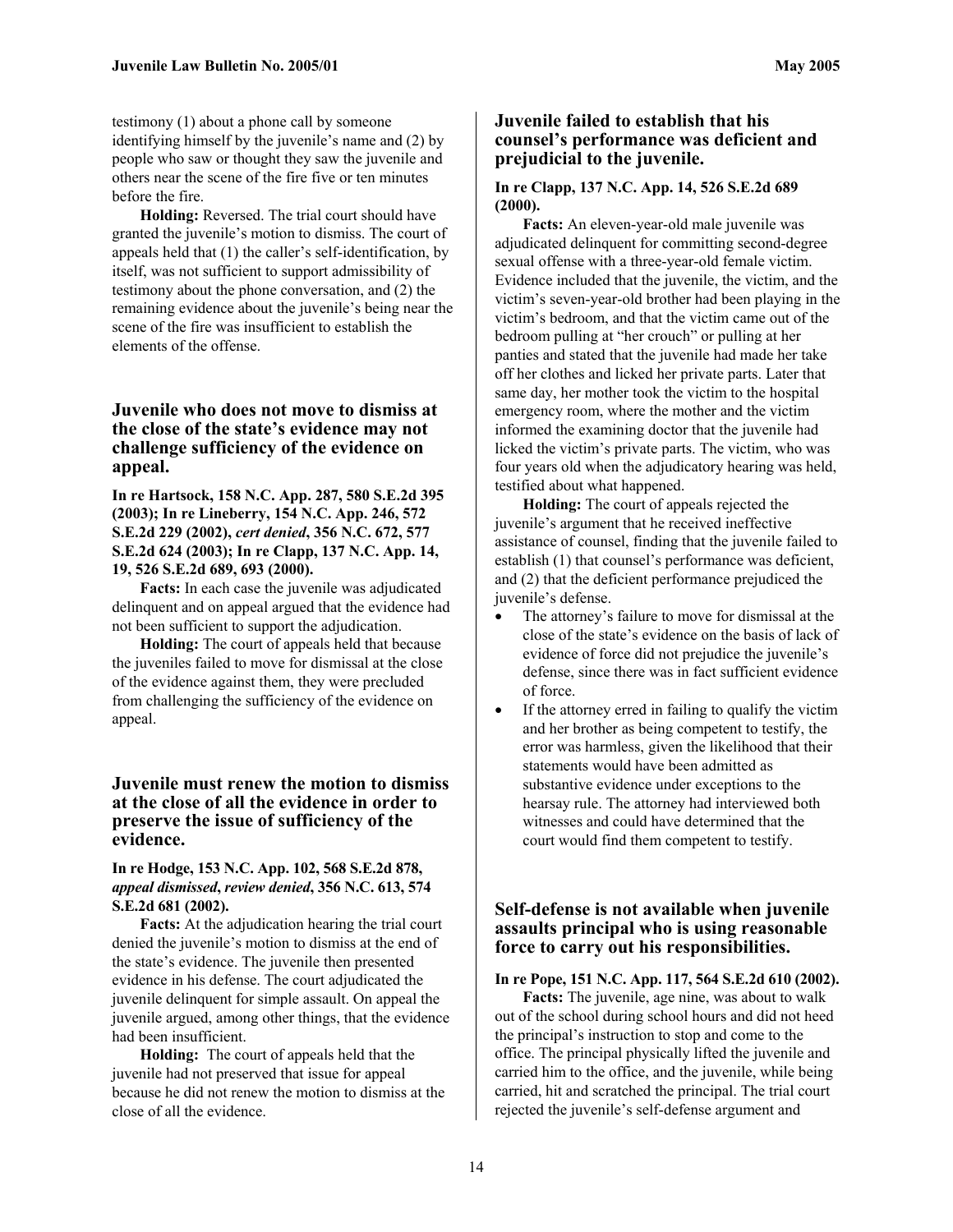testimony (1) about a phone call by someone identifying himself by the juvenile's name and (2) by people who saw or thought they saw the juvenile and others near the scene of the fire five or ten minutes before the fire.

**Holding:** Reversed. The trial court should have granted the juvenile's motion to dismiss. The court of appeals held that (1) the caller's self-identification, by itself, was not sufficient to support admissibility of testimony about the phone conversation, and (2) the remaining evidence about the juvenile's being near the scene of the fire was insufficient to establish the elements of the offense.

### Juvenile who does not move to dismiss at the close of the state's evidence may not challenge sufficiency of the evidence on appeal.

**In re Hartsock, 158 N.C. App. 287, 580 S.E.2d 395 (2003); In re Lineberry, 154 N.C. App. 246, 572 S.E.2d 229 (2002), *cert denied*, 356 N.C. 672, 577 S.E.2d 624 (2003); In re Clapp, 137 N.C. App. 14, 19, 526 S.E.2d 689, 693 (2000).**

**Facts:** In each case the juvenile was adjudicated delinquent and on appeal argued that the evidence had not been sufficient to support the adjudication.

**Holding:** The court of appeals held that because the juveniles failed to move for dismissal at the close of the evidence against them, they were precluded from challenging the sufficiency of the evidence on appeal.

### Juvenile must renew the motion to dismiss at the close of all the evidence in order to preserve the issue of sufficiency of the evidence.

**In re Hodge, 153 N.C. App. 102, 568 S.E.2d 878, *appeal dismissed*, *review denied*, 356 N.C. 613, 574 S.E.2d 681 (2002).**

**Facts:** At the adjudication hearing the trial court denied the juvenile's motion to dismiss at the end of the state's evidence. The juvenile then presented evidence in his defense. The court adjudicated the juvenile delinquent for simple assault. On appeal the juvenile argued, among other things, that the evidence had been insufficient.

**Holding:** The court of appeals held that the juvenile had not preserved that issue for appeal because he did not renew the motion to dismiss at the close of all the evidence.

### Juvenile failed to establish that his counsel's performance was deficient and prejudicial to the juvenile.

**In re Clapp, 137 N.C. App. 14, 526 S.E.2d 689 (2000).**

**Facts:** An eleven-year-old male juvenile was adjudicated delinquent for committing second-degree sexual offense with a three-year-old female victim. Evidence included that the juvenile, the victim, and the victim's seven-year-old brother had been playing in the victim's bedroom, and that the victim came out of the bedroom pulling at "her crouch" or pulling at her panties and stated that the juvenile had made her take off her clothes and licked her private parts. Later that same day, her mother took the victim to the hospital emergency room, where the mother and the victim informed the examining doctor that the juvenile had licked the victim's private parts. The victim, who was four years old when the adjudicatory hearing was held, testified about what happened.

**Holding:** The court of appeals rejected the juvenile's argument that he received ineffective assistance of counsel, finding that the juvenile failed to establish (1) that counsel's performance was deficient, and (2) that the deficient performance prejudiced the juvenile's defense.

- The attorney's failure to move for dismissal at the close of the state's evidence on the basis of lack of evidence of force did not prejudice the juvenile's defense, since there was in fact sufficient evidence of force.
- If the attorney erred in failing to qualify the victim and her brother as being competent to testify, the error was harmless, given the likelihood that their statements would have been admitted as substantive evidence under exceptions to the hearsay rule. The attorney had interviewed both witnesses and could have determined that the court would find them competent to testify.

### Self-defense is not available when juvenile assaults principal who is using reasonable force to carry out his responsibilities.

**In re Pope, 151 N.C. App. 117, 564 S.E.2d 610 (2002).**

**Facts:** The juvenile, age nine, was about to walk out of the school during school hours and did not heed the principal's instruction to stop and come to the office. The principal physically lifted the juvenile and carried him to the office, and the juvenile, while being carried, hit and scratched the principal. The trial court rejected the juvenile's self-defense argument and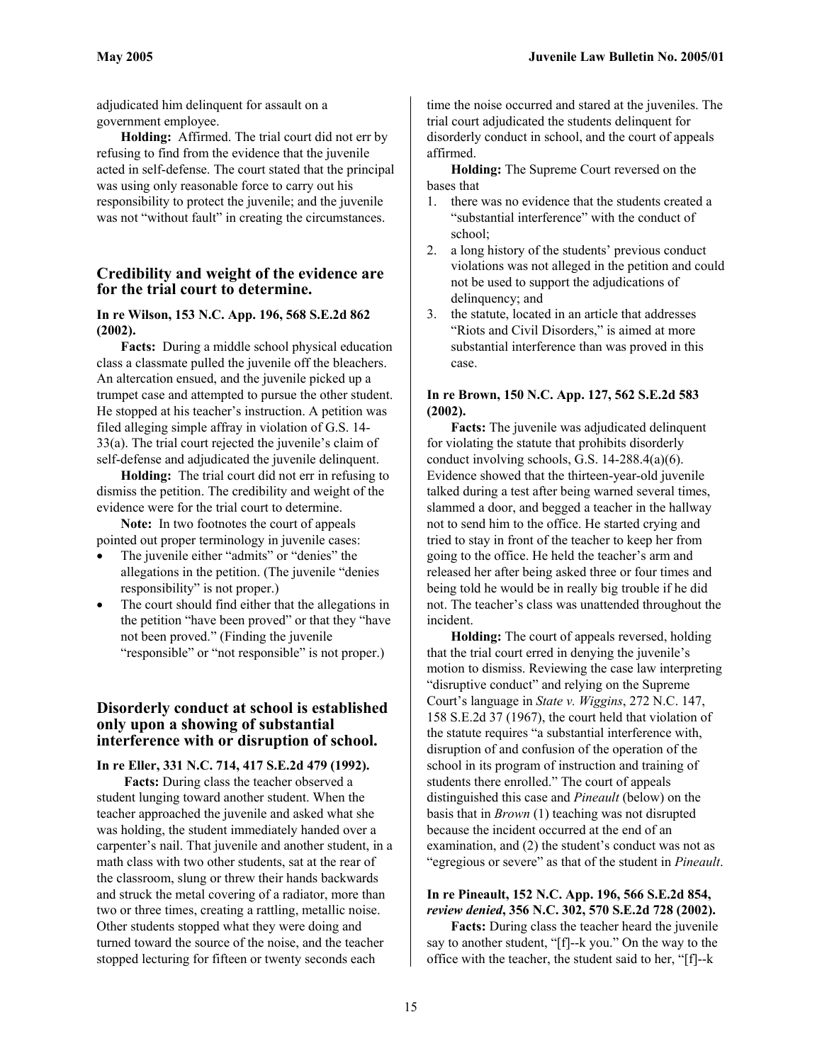adjudicated him delinquent for assault on a government employee.

**Holding:** Affirmed. The trial court did not err by refusing to find from the evidence that the juvenile acted in self-defense. The court stated that the principal was using only reasonable force to carry out his responsibility to protect the juvenile; and the juvenile was not "without fault" in creating the circumstances.

### Credibility and weight of the evidence are for the trial court to determine.

**In re Wilson, 153 N.C. App. 196, 568 S.E.2d 862 (2002).**

**Facts:** During a middle school physical education class a classmate pulled the juvenile off the bleachers. An altercation ensued, and the juvenile picked up a trumpet case and attempted to pursue the other student. He stopped at his teacher's instruction. A petition was filed alleging simple affray in violation of G.S. 14-33(a). The trial court rejected the juvenile's claim of self-defense and adjudicated the juvenile delinquent.

**Holding:** The trial court did not err in refusing to dismiss the petition. The credibility and weight of the evidence were for the trial court to determine.

**Note:** In two footnotes the court of appeals pointed out proper terminology in juvenile cases:

- The juvenile either "admits" or "denies" the allegations in the petition. (The juvenile "denies responsibility" is not proper.)
- The court should find either that the allegations in the petition "have been proved" or that they "have not been proved." (Finding the juvenile "responsible" or "not responsible" is not proper.)

### Disorderly conduct at school is established only upon a showing of substantial interference with or disruption of school.

**In re Eller, 331 N.C. 714, 417 S.E.2d 479 (1992).**

**Facts:** During class the teacher observed a student lunging toward another student. When the teacher approached the juvenile and asked what she was holding, the student immediately handed over a carpenter's nail. That juvenile and another student, in a math class with two other students, sat at the rear of the classroom, slung or threw their hands backwards and struck the metal covering of a radiator, more than two or three times, creating a rattling, metallic noise. Other students stopped what they were doing and turned toward the source of the noise, and the teacher stopped lecturing for fifteen or twenty seconds each time the noise occurred and stared at the juveniles. The trial court adjudicated the students delinquent for disorderly conduct in school, and the court of appeals affirmed.

**Holding:** The Supreme Court reversed on the bases that

1. there was no evidence that the students created a "substantial interference" with the conduct of school;
2. a long history of the students' previous conduct violations was not alleged in the petition and could not be used to support the adjudications of delinquency; and
3. the statute, located in an article that addresses "Riots and Civil Disorders," is aimed at more substantial interference than was proved in this case.

**In re Brown, 150 N.C. App. 127, 562 S.E.2d 583 (2002).**

**Facts:** The juvenile was adjudicated delinquent for violating the statute that prohibits disorderly conduct involving schools, G.S. 14-288.4(a)(6). Evidence showed that the thirteen-year-old juvenile talked during a test after being warned several times, slammed a door, and begged a teacher in the hallway not to send him to the office. He started crying and tried to stay in front of the teacher to keep her from going to the office. He held the teacher's arm and released her after being asked three or four times and being told he would be in really big trouble if he did not. The teacher's class was unattended throughout the incident.

**Holding:** The court of appeals reversed, holding that the trial court erred in denying the juvenile's motion to dismiss. Reviewing the case law interpreting "disruptive conduct" and relying on the Supreme Court's language in *State v. Wiggins*, 272 N.C. 147, 158 S.E.2d 37 (1967), the court held that violation of the statute requires "a substantial interference with, disruption of and confusion of the operation of the school in its program of instruction and training of students there enrolled." The court of appeals distinguished this case and *Pineault* (below) on the basis that in *Brown* (1) teaching was not disrupted because the incident occurred at the end of an examination, and (2) the student's conduct was not as "egregious or severe" as that of the student in *Pineault*.

**In re Pineault, 152 N.C. App. 196, 566 S.E.2d 854, *review denied*, 356 N.C. 302, 570 S.E.2d 728 (2002).**

**Facts:** During class the teacher heard the juvenile say to another student, "[f]--k you." On the way to the office with the teacher, the student said to her, "[f]--k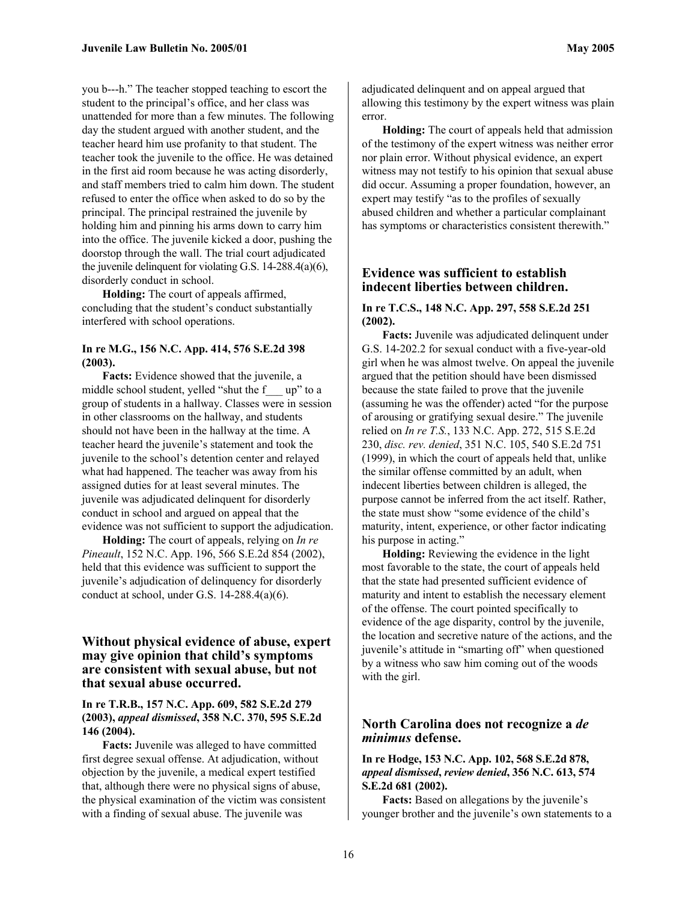you b---h." The teacher stopped teaching to escort the student to the principal's office, and her class was unattended for more than a few minutes. The following day the student argued with another student, and the teacher heard him use profanity to that student. The teacher took the juvenile to the office. He was detained in the first aid room because he was acting disorderly, and staff members tried to calm him down. The student refused to enter the office when asked to do so by the principal. The principal restrained the juvenile by holding him and pinning his arms down to carry him into the office. The juvenile kicked a door, pushing the doorstop through the wall. The trial court adjudicated the juvenile delinquent for violating G.S. 14-288.4(a)(6), disorderly conduct in school.

**Holding:** The court of appeals affirmed, concluding that the student's conduct substantially interfered with school operations.

**In re M.G., 156 N.C. App. 414, 576 S.E.2d 398 (2003).**

**Facts:** Evidence showed that the juvenile, a middle school student, yelled "shut the f___ up" to a group of students in a hallway. Classes were in session in other classrooms on the hallway, and students should not have been in the hallway at the time. A teacher heard the juvenile's statement and took the juvenile to the school's detention center and relayed what had happened. The teacher was away from his assigned duties for at least several minutes. The juvenile was adjudicated delinquent for disorderly conduct in school and argued on appeal that the evidence was not sufficient to support the adjudication.

**Holding:** The court of appeals, relying on *In re Pineault*, 152 N.C. App. 196, 566 S.E.2d 854 (2002), held that this evidence was sufficient to support the juvenile's adjudication of delinquency for disorderly conduct at school, under G.S. 14-288.4(a)(6).

## Without physical evidence of abuse, expert may give opinion that child's symptoms are consistent with sexual abuse, but not that sexual abuse occurred.

**In re T.R.B., 157 N.C. App. 609, 582 S.E.2d 279 (2003), *appeal dismissed*, 358 N.C. 370, 595 S.E.2d 146 (2004).**

**Facts:** Juvenile was alleged to have committed first degree sexual offense. At adjudication, without objection by the juvenile, a medical expert testified that, although there were no physical signs of abuse, the physical examination of the victim was consistent with a finding of sexual abuse. The juvenile was adjudicated delinquent and on appeal argued that allowing this testimony by the expert witness was plain error.

**Holding:** The court of appeals held that admission of the testimony of the expert witness was neither error nor plain error. Without physical evidence, an expert witness may not testify to his opinion that sexual abuse did occur. Assuming a proper foundation, however, an expert may testify "as to the profiles of sexually abused children and whether a particular complainant has symptoms or characteristics consistent therewith."

## Evidence was sufficient to establish indecent liberties between children.

**In re T.C.S., 148 N.C. App. 297, 558 S.E.2d 251 (2002).**

**Facts:** Juvenile was adjudicated delinquent under G.S. 14-202.2 for sexual conduct with a five-year-old girl when he was almost twelve. On appeal the juvenile argued that the petition should have been dismissed because the state failed to prove that the juvenile (assuming he was the offender) acted "for the purpose of arousing or gratifying sexual desire." The juvenile relied on *In re T.S.*, 133 N.C. App. 272, 515 S.E.2d 230, *disc. rev. denied*, 351 N.C. 105, 540 S.E.2d 751 (1999), in which the court of appeals held that, unlike the similar offense committed by an adult, when indecent liberties between children is alleged, the purpose cannot be inferred from the act itself. Rather, the state must show "some evidence of the child's maturity, intent, experience, or other factor indicating his purpose in acting."

**Holding:** Reviewing the evidence in the light most favorable to the state, the court of appeals held that the state had presented sufficient evidence of maturity and intent to establish the necessary element of the offense. The court pointed specifically to evidence of the age disparity, control by the juvenile, the location and secretive nature of the actions, and the juvenile's attitude in "smarting off" when questioned by a witness who saw him coming out of the woods with the girl.

## North Carolina does not recognize a *de minimus* defense.

**In re Hodge, 153 N.C. App. 102, 568 S.E.2d 878, *appeal dismissed*, *review denied*, 356 N.C. 613, 574 S.E.2d 681 (2002).**

**Facts:** Based on allegations by the juvenile's younger brother and the juvenile's own statements to a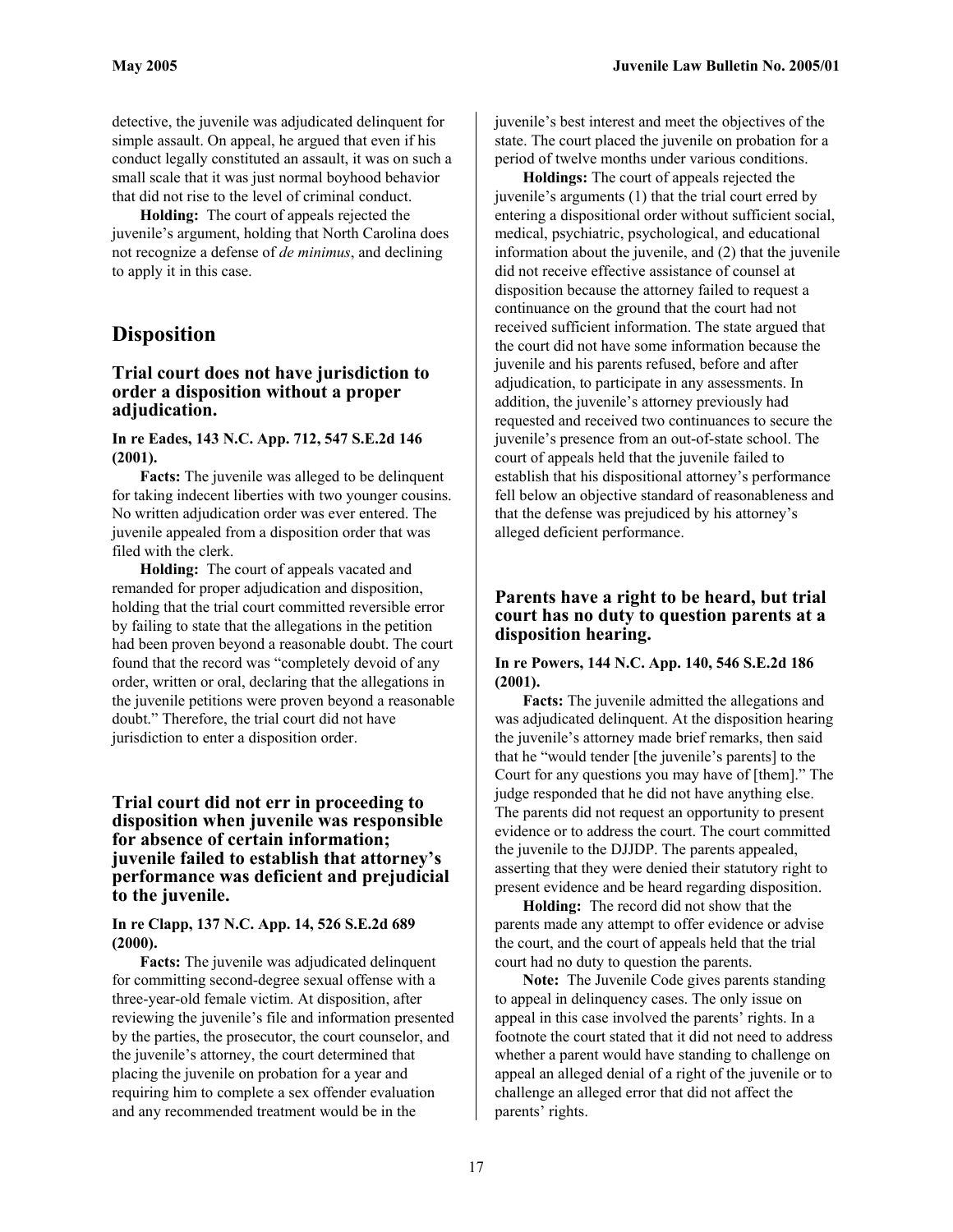detective, the juvenile was adjudicated delinquent for simple assault. On appeal, he argued that even if his conduct legally constituted an assault, it was on such a small scale that it was just normal boyhood behavior that did not rise to the level of criminal conduct.

**Holding:** The court of appeals rejected the juvenile's argument, holding that North Carolina does not recognize a defense of *de minimus*, and declining to apply it in this case.

## Disposition

### Trial court does not have jurisdiction to order a disposition without a proper adjudication.

**In re Eades, 143 N.C. App. 712, 547 S.E.2d 146 (2001).**

**Facts:** The juvenile was alleged to be delinquent for taking indecent liberties with two younger cousins. No written adjudication order was ever entered. The juvenile appealed from a disposition order that was filed with the clerk.

**Holding:** The court of appeals vacated and remanded for proper adjudication and disposition, holding that the trial court committed reversible error by failing to state that the allegations in the petition had been proven beyond a reasonable doubt. The court found that the record was "completely devoid of any order, written or oral, declaring that the allegations in the juvenile petitions were proven beyond a reasonable doubt." Therefore, the trial court did not have jurisdiction to enter a disposition order.

### Trial court did not err in proceeding to disposition when juvenile was responsible for absence of certain information; juvenile failed to establish that attorney's performance was deficient and prejudicial to the juvenile.

**In re Clapp, 137 N.C. App. 14, 526 S.E.2d 689 (2000).**

**Facts:** The juvenile was adjudicated delinquent for committing second-degree sexual offense with a three-year-old female victim. At disposition, after reviewing the juvenile's file and information presented by the parties, the prosecutor, the court counselor, and the juvenile's attorney, the court determined that placing the juvenile on probation for a year and requiring him to complete a sex offender evaluation and any recommended treatment would be in the juvenile's best interest and meet the objectives of the state. The court placed the juvenile on probation for a period of twelve months under various conditions.

**Holdings:** The court of appeals rejected the juvenile's arguments (1) that the trial court erred by entering a dispositional order without sufficient social, medical, psychiatric, psychological, and educational information about the juvenile, and (2) that the juvenile did not receive effective assistance of counsel at disposition because the attorney failed to request a continuance on the ground that the court had not received sufficient information. The state argued that the court did not have some information because the juvenile and his parents refused, before and after adjudication, to participate in any assessments. In addition, the juvenile's attorney previously had requested and received two continuances to secure the juvenile's presence from an out-of-state school. The court of appeals held that the juvenile failed to establish that his dispositional attorney's performance fell below an objective standard of reasonableness and that the defense was prejudiced by his attorney's alleged deficient performance.

### Parents have a right to be heard, but trial court has no duty to question parents at a disposition hearing.

**In re Powers, 144 N.C. App. 140, 546 S.E.2d 186 (2001).**

**Facts:** The juvenile admitted the allegations and was adjudicated delinquent. At the disposition hearing the juvenile's attorney made brief remarks, then said that he "would tender [the juvenile's parents] to the Court for any questions you may have of [them]." The judge responded that he did not have anything else. The parents did not request an opportunity to present evidence or to address the court. The court committed the juvenile to the DJJDP. The parents appealed, asserting that they were denied their statutory right to present evidence and be heard regarding disposition.

**Holding:** The record did not show that the parents made any attempt to offer evidence or advise the court, and the court of appeals held that the trial court had no duty to question the parents.

**Note:** The Juvenile Code gives parents standing to appeal in delinquency cases. The only issue on appeal in this case involved the parents' rights. In a footnote the court stated that it did not need to address whether a parent would have standing to challenge on appeal an alleged denial of a right of the juvenile or to challenge an alleged error that did not affect the parents' rights.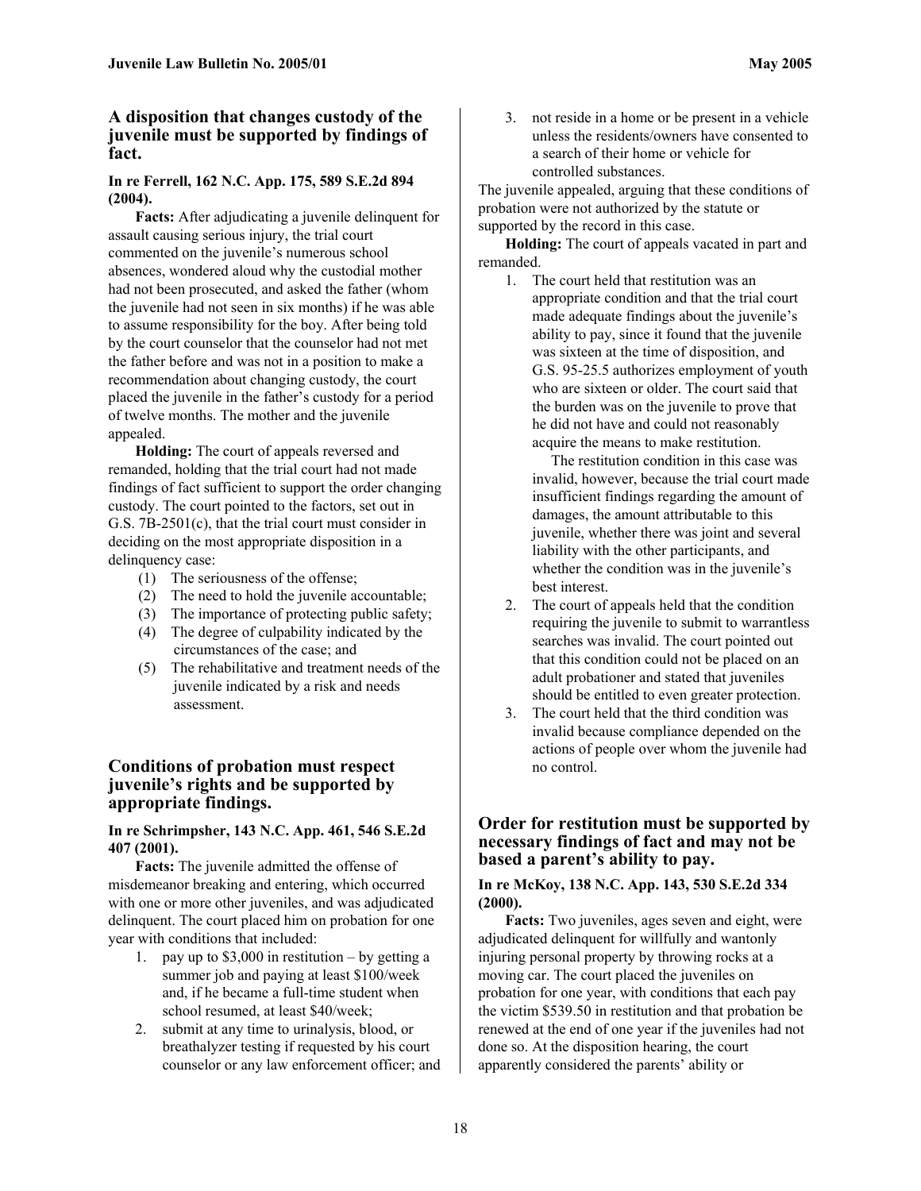## A disposition that changes custody of the juvenile must be supported by findings of fact.

**In re Ferrell, 162 N.C. App. 175, 589 S.E.2d 894 (2004).**

**Facts:** After adjudicating a juvenile delinquent for assault causing serious injury, the trial court commented on the juvenile's numerous school absences, wondered aloud why the custodial mother had not been prosecuted, and asked the father (whom the juvenile had not seen in six months) if he was able to assume responsibility for the boy. After being told by the court counselor that the counselor had not met the father before and was not in a position to make a recommendation about changing custody, the court placed the juvenile in the father's custody for a period of twelve months. The mother and the juvenile appealed.

**Holding:** The court of appeals reversed and remanded, holding that the trial court had not made findings of fact sufficient to support the order changing custody. The court pointed to the factors, set out in G.S. 7B-2501(c), that the trial court must consider in deciding on the most appropriate disposition in a delinquency case:

(1) The seriousness of the offense;
(2) The need to hold the juvenile accountable;
(3) The importance of protecting public safety;
(4) The degree of culpability indicated by the circumstances of the case; and
(5) The rehabilitative and treatment needs of the juvenile indicated by a risk and needs assessment.

## Conditions of probation must respect juvenile's rights and be supported by appropriate findings.

**In re Schrimpsher, 143 N.C. App. 461, 546 S.E.2d 407 (2001).**

**Facts:** The juvenile admitted the offense of misdemeanor breaking and entering, which occurred with one or more other juveniles, and was adjudicated delinquent. The court placed him on probation for one year with conditions that included:

1. pay up to $3,000 in restitution – by getting a summer job and paying at least $100/week and, if he became a full-time student when school resumed, at least $40/week;
2. submit at any time to urinalysis, blood, or breathalyzer testing if requested by his court counselor or any law enforcement officer; and
3. not reside in a home or be present in a vehicle unless the residents/owners have consented to a search of their home or vehicle for controlled substances.

The juvenile appealed, arguing that these conditions of probation were not authorized by the statute or supported by the record in this case.

**Holding:** The court of appeals vacated in part and remanded.

1. The court held that restitution was an appropriate condition and that the trial court made adequate findings about the juvenile's ability to pay, since it found that the juvenile was sixteen at the time of disposition, and G.S. 95-25.5 authorizes employment of youth who are sixteen or older. The court said that the burden was on the juvenile to prove that he did not have and could not reasonably acquire the means to make restitution.

   The restitution condition in this case was invalid, however, because the trial court made insufficient findings regarding the amount of damages, the amount attributable to this juvenile, whether there was joint and several liability with the other participants, and whether the condition was in the juvenile's best interest.
2. The court of appeals held that the condition requiring the juvenile to submit to warrantless searches was invalid. The court pointed out that this condition could not be placed on an adult probationer and stated that juveniles should be entitled to even greater protection.
3. The court held that the third condition was invalid because compliance depended on the actions of people over whom the juvenile had no control.

## Order for restitution must be supported by necessary findings of fact and may not be based a parent's ability to pay.

**In re McKoy, 138 N.C. App. 143, 530 S.E.2d 334 (2000).**

**Facts:** Two juveniles, ages seven and eight, were adjudicated delinquent for willfully and wantonly injuring personal property by throwing rocks at a moving car. The court placed the juveniles on probation for one year, with conditions that each pay the victim $539.50 in restitution and that probation be renewed at the end of one year if the juveniles had not done so. At the disposition hearing, the court apparently considered the parents' ability or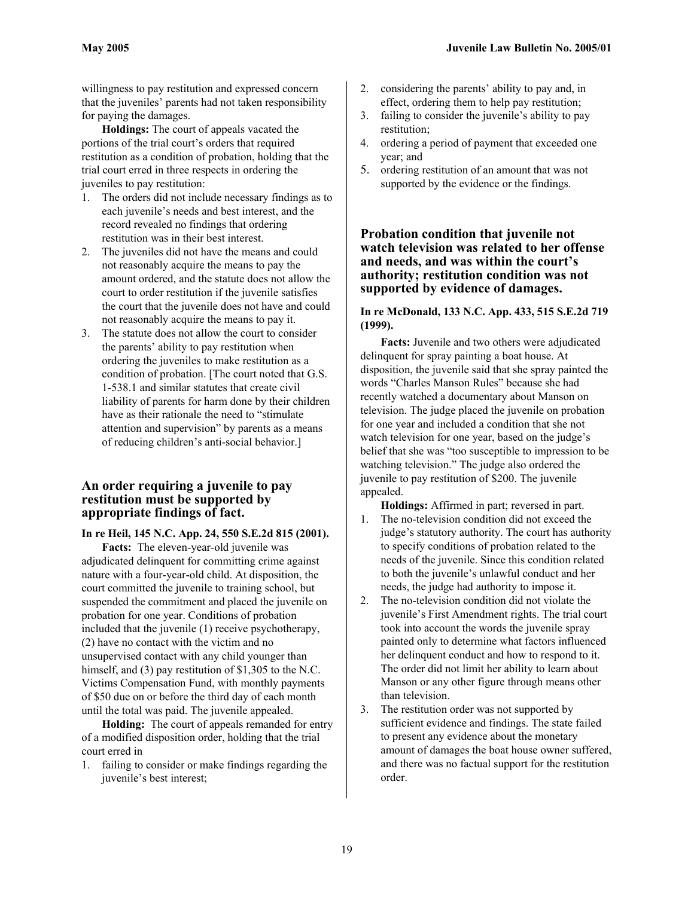willingness to pay restitution and expressed concern that the juveniles' parents had not taken responsibility for paying the damages.

**Holdings:** The court of appeals vacated the portions of the trial court's orders that required restitution as a condition of probation, holding that the trial court erred in three respects in ordering the juveniles to pay restitution:

1. The orders did not include necessary findings as to each juvenile's needs and best interest, and the record revealed no findings that ordering restitution was in their best interest.
2. The juveniles did not have the means and could not reasonably acquire the means to pay the amount ordered, and the statute does not allow the court to order restitution if the juvenile satisfies the court that the juvenile does not have and could not reasonably acquire the means to pay it.
3. The statute does not allow the court to consider the parents' ability to pay restitution when ordering the juveniles to make restitution as a condition of probation. [The court noted that G.S. 1-538.1 and similar statutes that create civil liability of parents for harm done by their children have as their rationale the need to "stimulate attention and supervision" by parents as a means of reducing children's anti-social behavior.]

### An order requiring a juvenile to pay restitution must be supported by appropriate findings of fact.

**In re Heil, 145 N.C. App. 24, 550 S.E.2d 815 (2001).**

**Facts:** The eleven-year-old juvenile was adjudicated delinquent for committing crime against nature with a four-year-old child. At disposition, the court committed the juvenile to training school, but suspended the commitment and placed the juvenile on probation for one year. Conditions of probation included that the juvenile (1) receive psychotherapy, (2) have no contact with the victim and no unsupervised contact with any child younger than himself, and (3) pay restitution of $1,305 to the N.C. Victims Compensation Fund, with monthly payments of $50 due on or before the third day of each month until the total was paid. The juvenile appealed.

**Holding:** The court of appeals remanded for entry of a modified disposition order, holding that the trial court erred in

1. failing to consider or make findings regarding the juvenile's best interest;
2. considering the parents' ability to pay and, in effect, ordering them to help pay restitution;
3. failing to consider the juvenile's ability to pay restitution;
4. ordering a period of payment that exceeded one year; and
5. ordering restitution of an amount that was not supported by the evidence or the findings.

### Probation condition that juvenile not watch television was related to her offense and needs, and was within the court's authority; restitution condition was not supported by evidence of damages.

**In re McDonald, 133 N.C. App. 433, 515 S.E.2d 719 (1999).**

**Facts:** Juvenile and two others were adjudicated delinquent for spray painting a boat house. At disposition, the juvenile said that she spray painted the words "Charles Manson Rules" because she had recently watched a documentary about Manson on television. The judge placed the juvenile on probation for one year and included a condition that she not watch television for one year, based on the judge's belief that she was "too susceptible to impression to be watching television." The judge also ordered the juvenile to pay restitution of $200. The juvenile appealed.

**Holdings:** Affirmed in part; reversed in part.

1. The no-television condition did not exceed the judge's statutory authority. The court has authority to specify conditions of probation related to the needs of the juvenile. Since this condition related to both the juvenile's unlawful conduct and her needs, the judge had authority to impose it.
2. The no-television condition did not violate the juvenile's First Amendment rights. The trial court took into account the words the juvenile spray painted only to determine what factors influenced her delinquent conduct and how to respond to it. The order did not limit her ability to learn about Manson or any other figure through means other than television.
3. The restitution order was not supported by sufficient evidence and findings. The state failed to present any evidence about the monetary amount of damages the boat house owner suffered, and there was no factual support for the restitution order.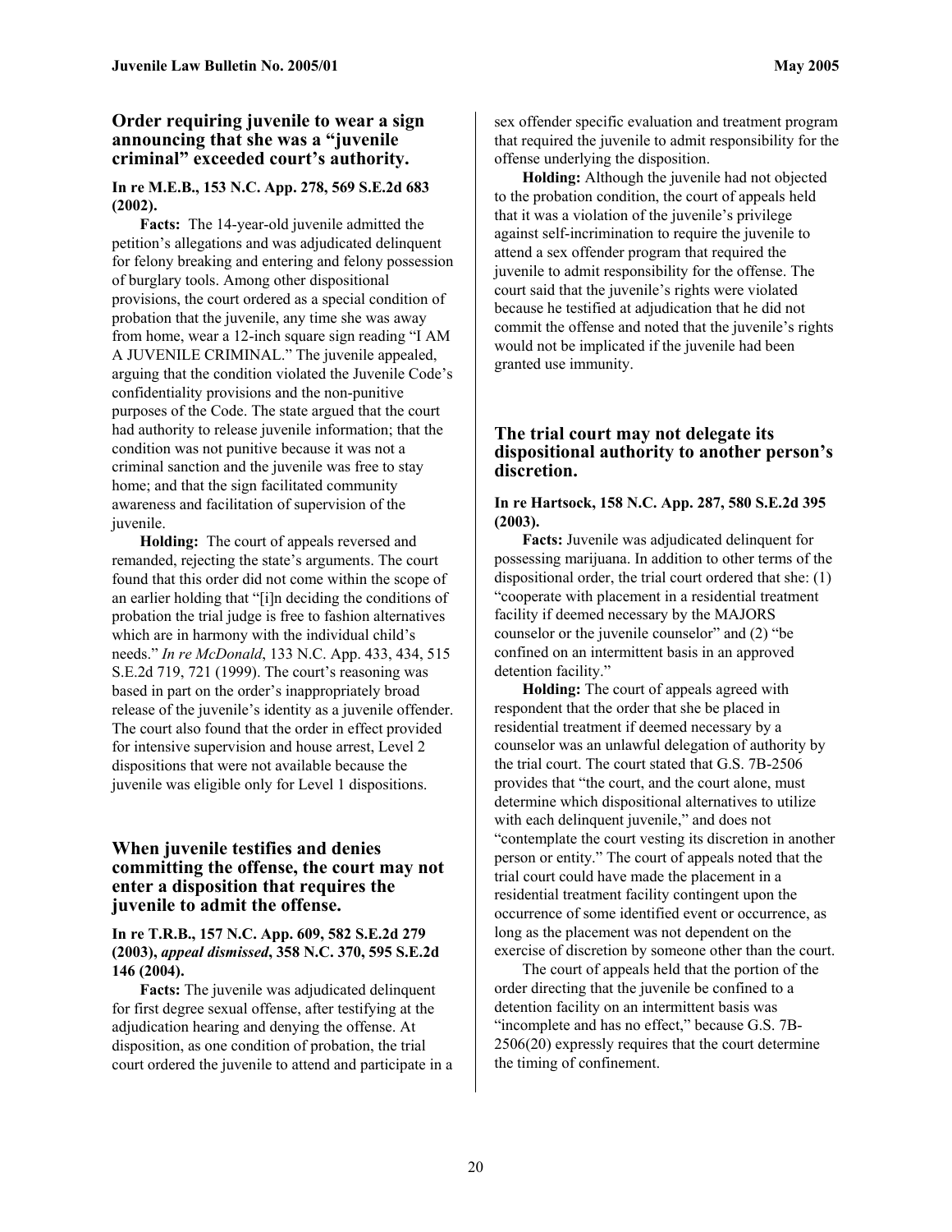## Order requiring juvenile to wear a sign announcing that she was a "juvenile criminal" exceeded court's authority.

**In re M.E.B., 153 N.C. App. 278, 569 S.E.2d 683 (2002).**

**Facts:** The 14-year-old juvenile admitted the petition's allegations and was adjudicated delinquent for felony breaking and entering and felony possession of burglary tools. Among other dispositional provisions, the court ordered as a special condition of probation that the juvenile, any time she was away from home, wear a 12-inch square sign reading "I AM A JUVENILE CRIMINAL." The juvenile appealed, arguing that the condition violated the Juvenile Code's confidentiality provisions and the non-punitive purposes of the Code. The state argued that the court had authority to release juvenile information; that the condition was not punitive because it was not a criminal sanction and the juvenile was free to stay home; and that the sign facilitated community awareness and facilitation of supervision of the juvenile.

**Holding:** The court of appeals reversed and remanded, rejecting the state's arguments. The court found that this order did not come within the scope of an earlier holding that "[i]n deciding the conditions of probation the trial judge is free to fashion alternatives which are in harmony with the individual child's needs." *In re McDonald*, 133 N.C. App. 433, 434, 515 S.E.2d 719, 721 (1999). The court's reasoning was based in part on the order's inappropriately broad release of the juvenile's identity as a juvenile offender. The court also found that the order in effect provided for intensive supervision and house arrest, Level 2 dispositions that were not available because the juvenile was eligible only for Level 1 dispositions.

## When juvenile testifies and denies committing the offense, the court may not enter a disposition that requires the juvenile to admit the offense.

**In re T.R.B., 157 N.C. App. 609, 582 S.E.2d 279 (2003),** ***appeal dismissed*****, 358 N.C. 370, 595 S.E.2d 146 (2004).**

**Facts:** The juvenile was adjudicated delinquent for first degree sexual offense, after testifying at the adjudication hearing and denying the offense. At disposition, as one condition of probation, the trial court ordered the juvenile to attend and participate in a sex offender specific evaluation and treatment program that required the juvenile to admit responsibility for the offense underlying the disposition.

**Holding:** Although the juvenile had not objected to the probation condition, the court of appeals held that it was a violation of the juvenile's privilege against self-incrimination to require the juvenile to attend a sex offender program that required the juvenile to admit responsibility for the offense. The court said that the juvenile's rights were violated because he testified at adjudication that he did not commit the offense and noted that the juvenile's rights would not be implicated if the juvenile had been granted use immunity.

## The trial court may not delegate its dispositional authority to another person's discretion.

**In re Hartsock, 158 N.C. App. 287, 580 S.E.2d 395 (2003).**

**Facts:** Juvenile was adjudicated delinquent for possessing marijuana. In addition to other terms of the dispositional order, the trial court ordered that she: (1) "cooperate with placement in a residential treatment facility if deemed necessary by the MAJORS counselor or the juvenile counselor" and (2) "be confined on an intermittent basis in an approved detention facility."

**Holding:** The court of appeals agreed with respondent that the order that she be placed in residential treatment if deemed necessary by a counselor was an unlawful delegation of authority by the trial court. The court stated that G.S. 7B-2506 provides that "the court, and the court alone, must determine which dispositional alternatives to utilize with each delinquent juvenile," and does not "contemplate the court vesting its discretion in another person or entity." The court of appeals noted that the trial court could have made the placement in a residential treatment facility contingent upon the occurrence of some identified event or occurrence, as long as the placement was not dependent on the exercise of discretion by someone other than the court.

The court of appeals held that the portion of the order directing that the juvenile be confined to a detention facility on an intermittent basis was "incomplete and has no effect," because G.S. 7B-2506(20) expressly requires that the court determine the timing of confinement.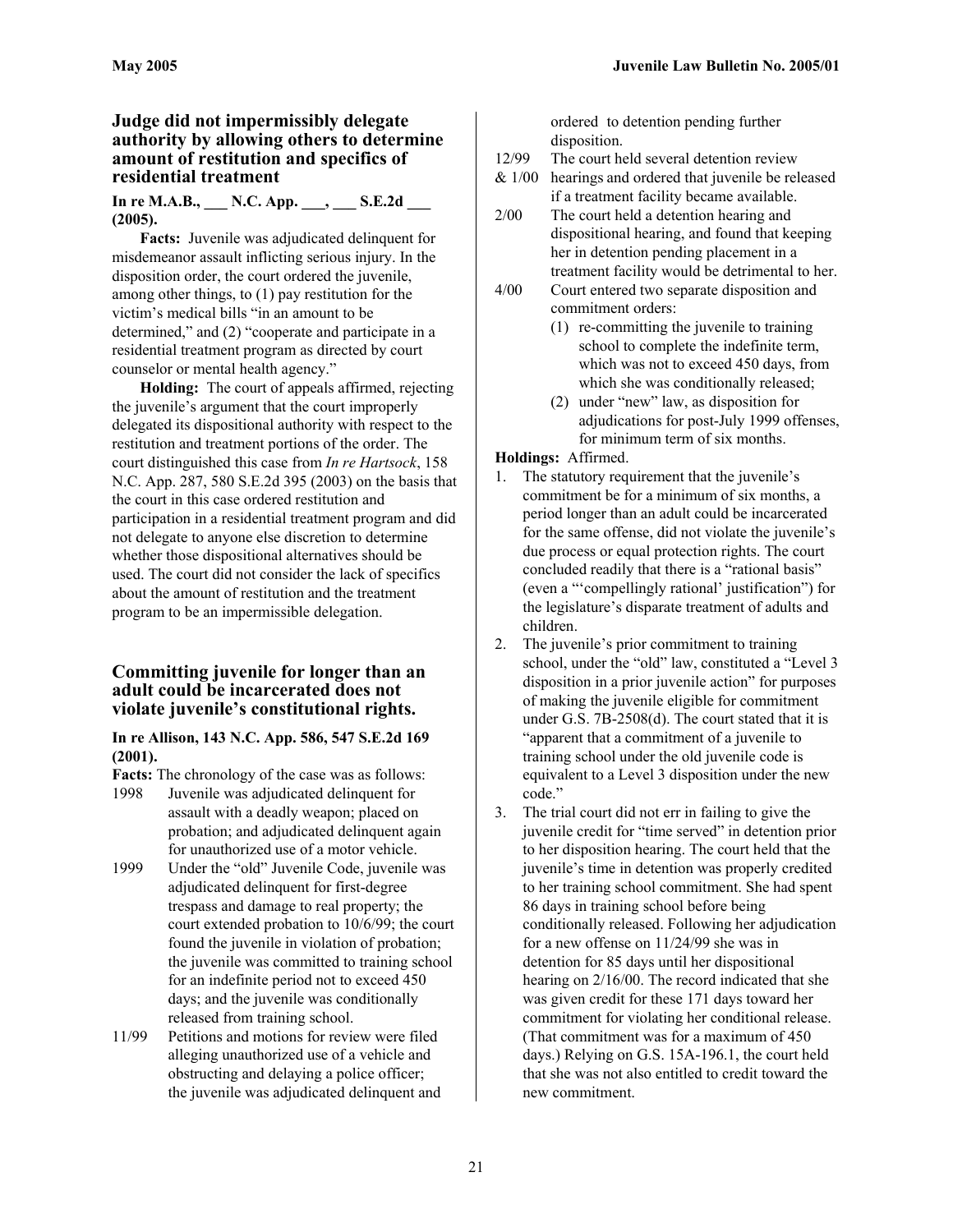## Judge did not impermissibly delegate authority by allowing others to determine amount of restitution and specifics of residential treatment

**In re M.A.B., ___ N.C. App. ___, ___ S.E.2d ___ (2005).**

**Facts:** Juvenile was adjudicated delinquent for misdemeanor assault inflicting serious injury. In the disposition order, the court ordered the juvenile, among other things, to (1) pay restitution for the victim's medical bills "in an amount to be determined," and (2) "cooperate and participate in a residential treatment program as directed by court counselor or mental health agency."

**Holding:** The court of appeals affirmed, rejecting the juvenile's argument that the court improperly delegated its dispositional authority with respect to the restitution and treatment portions of the order. The court distinguished this case from *In re Hartsock*, 158 N.C. App. 287, 580 S.E.2d 395 (2003) on the basis that the court in this case ordered restitution and participation in a residential treatment program and did not delegate to anyone else discretion to determine whether those dispositional alternatives should be used. The court did not consider the lack of specifics about the amount of restitution and the treatment program to be an impermissible delegation.

## Committing juvenile for longer than an adult could be incarcerated does not violate juvenile's constitutional rights.

**In re Allison, 143 N.C. App. 586, 547 S.E.2d 169 (2001).**

**Facts:** The chronology of the case was as follows:

- 1998 — Juvenile was adjudicated delinquent for assault with a deadly weapon; placed on probation; and adjudicated delinquent again for unauthorized use of a motor vehicle.
- 1999 — Under the "old" Juvenile Code, juvenile was adjudicated delinquent for first-degree trespass and damage to real property; the court extended probation to 10/6/99; the court found the juvenile in violation of probation; the juvenile was committed to training school for an indefinite period not to exceed 450 days; and the juvenile was conditionally released from training school.
- 11/99 — Petitions and motions for review were filed alleging unauthorized use of a vehicle and obstructing and delaying a police officer; the juvenile was adjudicated delinquent and ordered to detention pending further disposition.
- 12/99 & 1/00 — The court held several detention review hearings and ordered that juvenile be released if a treatment facility became available.
- 2/00 — The court held a detention hearing and dispositional hearing, and found that keeping her in detention pending placement in a treatment facility would be detrimental to her.
- 4/00 — Court entered two separate disposition and commitment orders:
  1. re-committing the juvenile to training school to complete the indefinite term, which was not to exceed 450 days, from which she was conditionally released;
  2. under "new" law, as disposition for adjudications for post-July 1999 offenses, for minimum term of six months.

**Holdings:** Affirmed.

1. The statutory requirement that the juvenile's commitment be for a minimum of six months, a period longer than an adult could be incarcerated for the same offense, did not violate the juvenile's due process or equal protection rights. The court concluded readily that there is a "rational basis" (even a "'compellingly rational' justification") for the legislature's disparate treatment of adults and children.
2. The juvenile's prior commitment to training school, under the "old" law, constituted a "Level 3 disposition in a prior juvenile action" for purposes of making the juvenile eligible for commitment under G.S. 7B-2508(d). The court stated that it is "apparent that a commitment of a juvenile to training school under the old juvenile code is equivalent to a Level 3 disposition under the new code."
3. The trial court did not err in failing to give the juvenile credit for "time served" in detention prior to her disposition hearing. The court held that the juvenile's time in detention was properly credited to her training school commitment. She had spent 86 days in training school before being conditionally released. Following her adjudication for a new offense on 11/24/99 she was in detention for 85 days until her dispositional hearing on 2/16/00. The record indicated that she was given credit for these 171 days toward her commitment for violating her conditional release. (That commitment was for a maximum of 450 days.) Relying on G.S. 15A-196.1, the court held that she was not also entitled to credit toward the new commitment.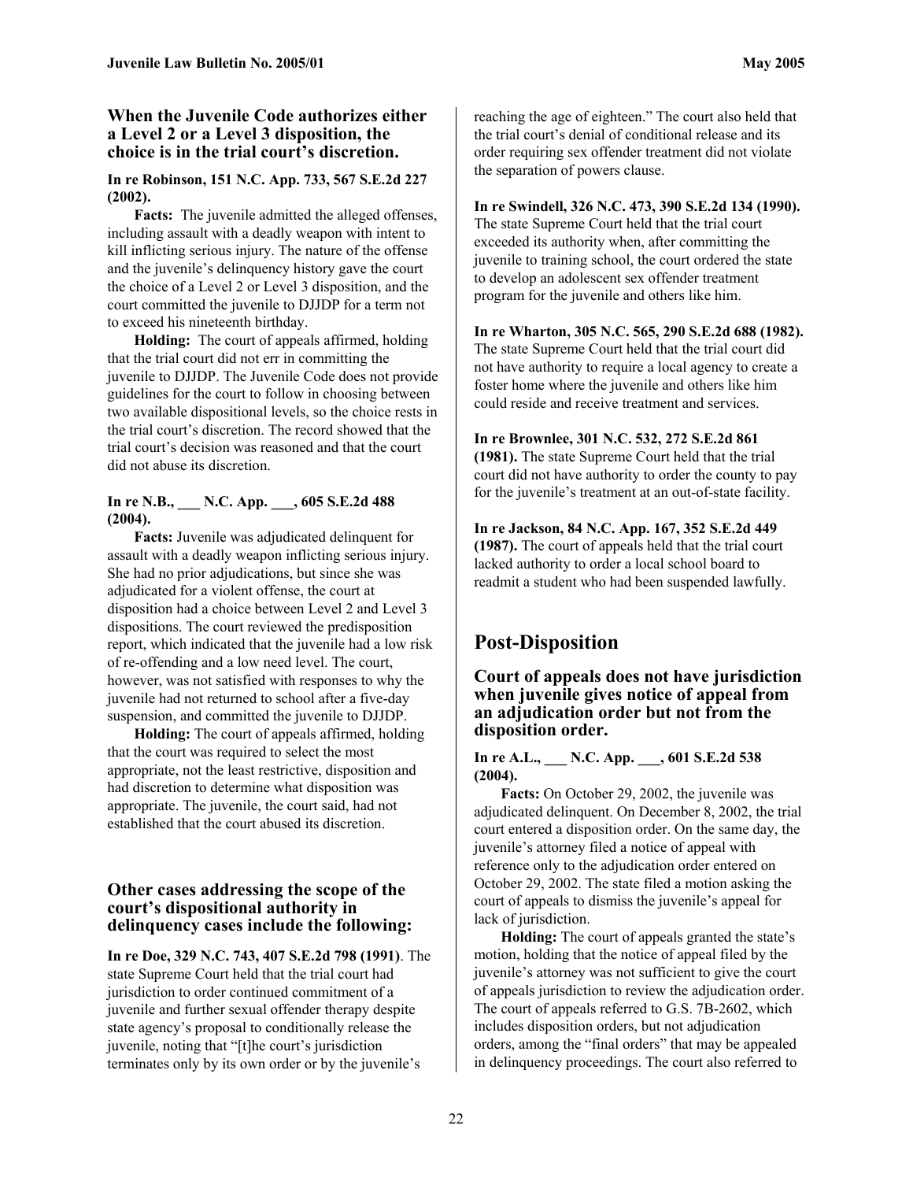### When the Juvenile Code authorizes either a Level 2 or a Level 3 disposition, the choice is in the trial court's discretion.

**In re Robinson, 151 N.C. App. 733, 567 S.E.2d 227 (2002).**

**Facts:** The juvenile admitted the alleged offenses, including assault with a deadly weapon with intent to kill inflicting serious injury. The nature of the offense and the juvenile's delinquency history gave the court the choice of a Level 2 or Level 3 disposition, and the court committed the juvenile to DJJDP for a term not to exceed his nineteenth birthday.

**Holding:** The court of appeals affirmed, holding that the trial court did not err in committing the juvenile to DJJDP. The Juvenile Code does not provide guidelines for the court to follow in choosing between two available dispositional levels, so the choice rests in the trial court's discretion. The record showed that the trial court's decision was reasoned and that the court did not abuse its discretion.

**In re N.B., ___ N.C. App. ___, 605 S.E.2d 488 (2004).**

**Facts:** Juvenile was adjudicated delinquent for assault with a deadly weapon inflicting serious injury. She had no prior adjudications, but since she was adjudicated for a violent offense, the court at disposition had a choice between Level 2 and Level 3 dispositions. The court reviewed the predisposition report, which indicated that the juvenile had a low risk of re-offending and a low need level. The court, however, was not satisfied with responses to why the juvenile had not returned to school after a five-day suspension, and committed the juvenile to DJJDP.

**Holding:** The court of appeals affirmed, holding that the court was required to select the most appropriate, not the least restrictive, disposition and had discretion to determine what disposition was appropriate. The juvenile, the court said, had not established that the court abused its discretion.

### Other cases addressing the scope of the court's dispositional authority in delinquency cases include the following:

**In re Doe, 329 N.C. 743, 407 S.E.2d 798 (1991)**. The state Supreme Court held that the trial court had jurisdiction to order continued commitment of a juvenile and further sexual offender therapy despite state agency's proposal to conditionally release the juvenile, noting that "[t]he court's jurisdiction terminates only by its own order or by the juvenile's reaching the age of eighteen." The court also held that the trial court's denial of conditional release and its order requiring sex offender treatment did not violate the separation of powers clause.

**In re Swindell, 326 N.C. 473, 390 S.E.2d 134 (1990).** The state Supreme Court held that the trial court exceeded its authority when, after committing the juvenile to training school, the court ordered the state to develop an adolescent sex offender treatment program for the juvenile and others like him.

**In re Wharton, 305 N.C. 565, 290 S.E.2d 688 (1982).** The state Supreme Court held that the trial court did not have authority to require a local agency to create a foster home where the juvenile and others like him could reside and receive treatment and services.

**In re Brownlee, 301 N.C. 532, 272 S.E.2d 861 (1981).** The state Supreme Court held that the trial court did not have authority to order the county to pay for the juvenile's treatment at an out-of-state facility.

**In re Jackson, 84 N.C. App. 167, 352 S.E.2d 449 (1987).** The court of appeals held that the trial court lacked authority to order a local school board to readmit a student who had been suspended lawfully.

## Post-Disposition

### Court of appeals does not have jurisdiction when juvenile gives notice of appeal from an adjudication order but not from the disposition order.

**In re A.L., ___ N.C. App. ___, 601 S.E.2d 538 (2004).**

**Facts:** On October 29, 2002, the juvenile was adjudicated delinquent. On December 8, 2002, the trial court entered a disposition order. On the same day, the juvenile's attorney filed a notice of appeal with reference only to the adjudication order entered on October 29, 2002. The state filed a motion asking the court of appeals to dismiss the juvenile's appeal for lack of jurisdiction.

**Holding:** The court of appeals granted the state's motion, holding that the notice of appeal filed by the juvenile's attorney was not sufficient to give the court of appeals jurisdiction to review the adjudication order. The court of appeals referred to G.S. 7B-2602, which includes disposition orders, but not adjudication orders, among the "final orders" that may be appealed in delinquency proceedings. The court also referred to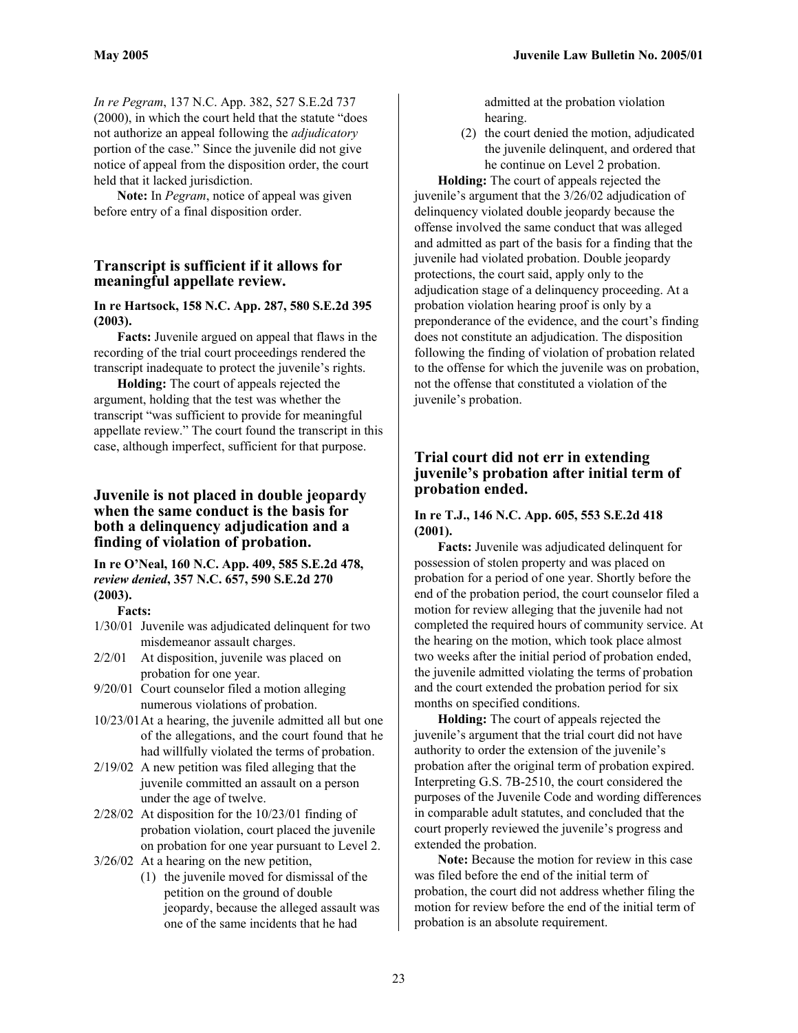*In re Pegram*, 137 N.C. App. 382, 527 S.E.2d 737 (2000), in which the court held that the statute "does not authorize an appeal following the *adjudicatory* portion of the case." Since the juvenile did not give notice of appeal from the disposition order, the court held that it lacked jurisdiction.

**Note:** In *Pegram*, notice of appeal was given before entry of a final disposition order.

## Transcript is sufficient if it allows for meaningful appellate review.

**In re Hartsock, 158 N.C. App. 287, 580 S.E.2d 395 (2003).**

**Facts:** Juvenile argued on appeal that flaws in the recording of the trial court proceedings rendered the transcript inadequate to protect the juvenile's rights.

**Holding:** The court of appeals rejected the argument, holding that the test was whether the transcript "was sufficient to provide for meaningful appellate review." The court found the transcript in this case, although imperfect, sufficient for that purpose.

## Juvenile is not placed in double jeopardy when the same conduct is the basis for both a delinquency adjudication and a finding of violation of probation.

**In re O'Neal, 160 N.C. App. 409, 585 S.E.2d 478, *review denied*, 357 N.C. 657, 590 S.E.2d 270 (2003).**

**Facts:**

- 1/30/01 Juvenile was adjudicated delinquent for two misdemeanor assault charges.
- 2/2/01 At disposition, juvenile was placed on probation for one year.
- 9/20/01 Court counselor filed a motion alleging numerous violations of probation.
- 10/23/01 At a hearing, the juvenile admitted all but one of the allegations, and the court found that he had willfully violated the terms of probation.
- 2/19/02 A new petition was filed alleging that the juvenile committed an assault on a person under the age of twelve.
- 2/28/02 At disposition for the 10/23/01 finding of probation violation, court placed the juvenile on probation for one year pursuant to Level 2.
- 3/26/02 At a hearing on the new petition,
  1. the juvenile moved for dismissal of the petition on the ground of double jeopardy, because the alleged assault was one of the same incidents that he had admitted at the probation violation hearing.
  2. the court denied the motion, adjudicated the juvenile delinquent, and ordered that he continue on Level 2 probation.

**Holding:** The court of appeals rejected the juvenile's argument that the 3/26/02 adjudication of delinquency violated double jeopardy because the offense involved the same conduct that was alleged and admitted as part of the basis for a finding that the juvenile had violated probation. Double jeopardy protections, the court said, apply only to the adjudication stage of a delinquency proceeding. At a probation violation hearing proof is only by a preponderance of the evidence, and the court's finding does not constitute an adjudication. The disposition following the finding of violation of probation related to the offense for which the juvenile was on probation, not the offense that constituted a violation of the juvenile's probation.

## Trial court did not err in extending juvenile's probation after initial term of probation ended.

**In re T.J., 146 N.C. App. 605, 553 S.E.2d 418 (2001).**

**Facts:** Juvenile was adjudicated delinquent for possession of stolen property and was placed on probation for a period of one year. Shortly before the end of the probation period, the court counselor filed a motion for review alleging that the juvenile had not completed the required hours of community service. At the hearing on the motion, which took place almost two weeks after the initial period of probation ended, the juvenile admitted violating the terms of probation and the court extended the probation period for six months on specified conditions.

**Holding:** The court of appeals rejected the juvenile's argument that the trial court did not have authority to order the extension of the juvenile's probation after the original term of probation expired. Interpreting G.S. 7B-2510, the court considered the purposes of the Juvenile Code and wording differences in comparable adult statutes, and concluded that the court properly reviewed the juvenile's progress and extended the probation.

**Note:** Because the motion for review in this case was filed before the end of the initial term of probation, the court did not address whether filing the motion for review before the end of the initial term of probation is an absolute requirement.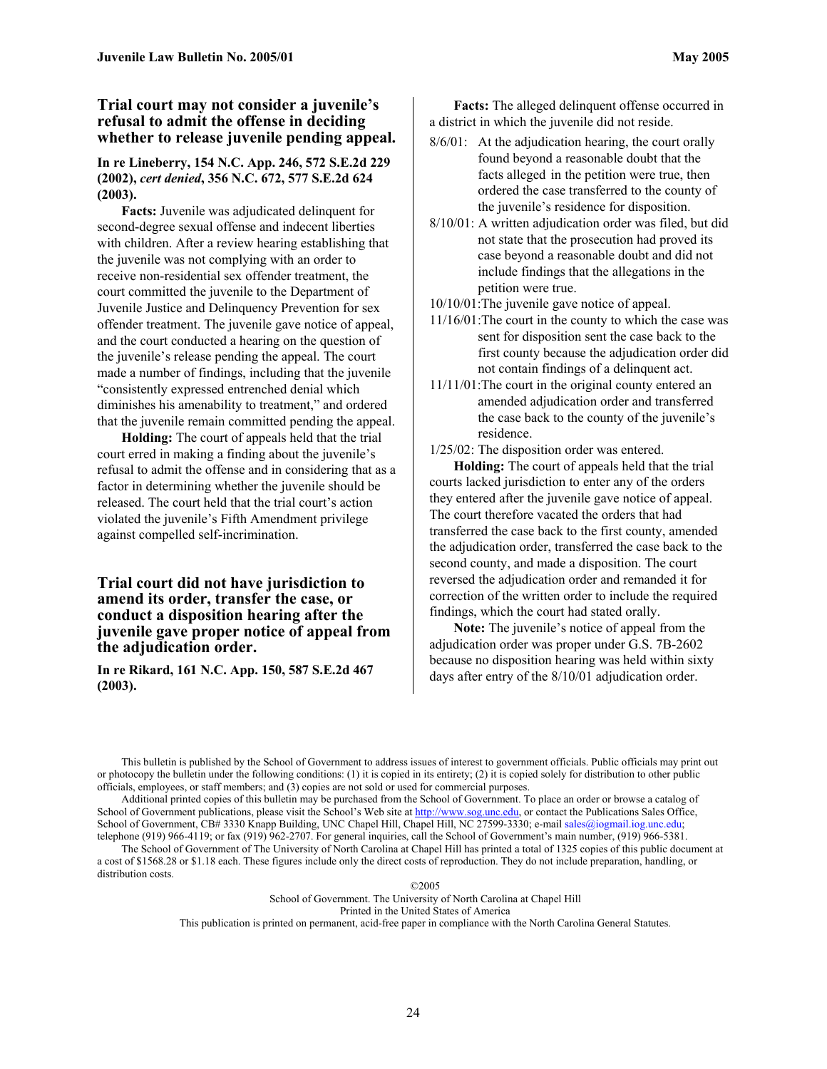### Trial court may not consider a juvenile's refusal to admit the offense in deciding whether to release juvenile pending appeal.

**In re Lineberry, 154 N.C. App. 246, 572 S.E.2d 229 (2002), *cert denied*, 356 N.C. 672, 577 S.E.2d 624 (2003).**

**Facts:** Juvenile was adjudicated delinquent for second-degree sexual offense and indecent liberties with children. After a review hearing establishing that the juvenile was not complying with an order to receive non-residential sex offender treatment, the court committed the juvenile to the Department of Juvenile Justice and Delinquency Prevention for sex offender treatment. The juvenile gave notice of appeal, and the court conducted a hearing on the question of the juvenile's release pending the appeal. The court made a number of findings, including that the juvenile "consistently expressed entrenched denial which diminishes his amenability to treatment," and ordered that the juvenile remain committed pending the appeal.

**Holding:** The court of appeals held that the trial court erred in making a finding about the juvenile's refusal to admit the offense and in considering that as a factor in determining whether the juvenile should be released. The court held that the trial court's action violated the juvenile's Fifth Amendment privilege against compelled self-incrimination.

### Trial court did not have jurisdiction to amend its order, transfer the case, or conduct a disposition hearing after the juvenile gave proper notice of appeal from the adjudication order.

**In re Rikard, 161 N.C. App. 150, 587 S.E.2d 467 (2003).**

**Facts:** The alleged delinquent offense occurred in a district in which the juvenile did not reside.

- 8/6/01: At the adjudication hearing, the court orally found beyond a reasonable doubt that the facts alleged in the petition were true, then ordered the case transferred to the county of the juvenile's residence for disposition.
- 8/10/01: A written adjudication order was filed, but did not state that the prosecution had proved its case beyond a reasonable doubt and did not include findings that the allegations in the petition were true.
- 10/10/01: The juvenile gave notice of appeal.
- 11/16/01: The court in the county to which the case was sent for disposition sent the case back to the first county because the adjudication order did not contain findings of a delinquent act.
- 11/11/01: The court in the original county entered an amended adjudication order and transferred the case back to the county of the juvenile's residence.
- 1/25/02: The disposition order was entered.

**Holding:** The court of appeals held that the trial courts lacked jurisdiction to enter any of the orders they entered after the juvenile gave notice of appeal. The court therefore vacated the orders that had transferred the case back to the first county, amended the adjudication order, transferred the case back to the second county, and made a disposition. The court reversed the adjudication order and remanded it for correction of the written order to include the required findings, which the court had stated orally.

**Note:** The juvenile's notice of appeal from the adjudication order was proper under G.S. 7B-2602 because no disposition hearing was held within sixty days after entry of the 8/10/01 adjudication order.

---

This bulletin is published by the School of Government to address issues of interest to government officials. Public officials may print out or photocopy the bulletin under the following conditions: (1) it is copied in its entirety; (2) it is copied solely for distribution to other public officials, employees, or staff members; and (3) copies are not sold or used for commercial purposes.

Additional printed copies of this bulletin may be purchased from the School of Government. To place an order or browse a catalog of School of Government publications, please visit the School's Web site at http://www.sog.unc.edu, or contact the Publications Sales Office, School of Government, CB# 3330 Knapp Building, UNC Chapel Hill, Chapel Hill, NC 27599-3330; e-mail sales@iogmail.iog.unc.edu; telephone (919) 966-4119; or fax (919) 962-2707. For general inquiries, call the School of Government's main number, (919) 966-5381.

The School of Government of The University of North Carolina at Chapel Hill has printed a total of 1325 copies of this public document at a cost of $1568.28 or $1.18 each. These figures include only the direct costs of reproduction. They do not include preparation, handling, or distribution costs.

©2005

School of Government. The University of North Carolina at Chapel Hill

Printed in the United States of America

This publication is printed on permanent, acid-free paper in compliance with the North Carolina General Statutes.